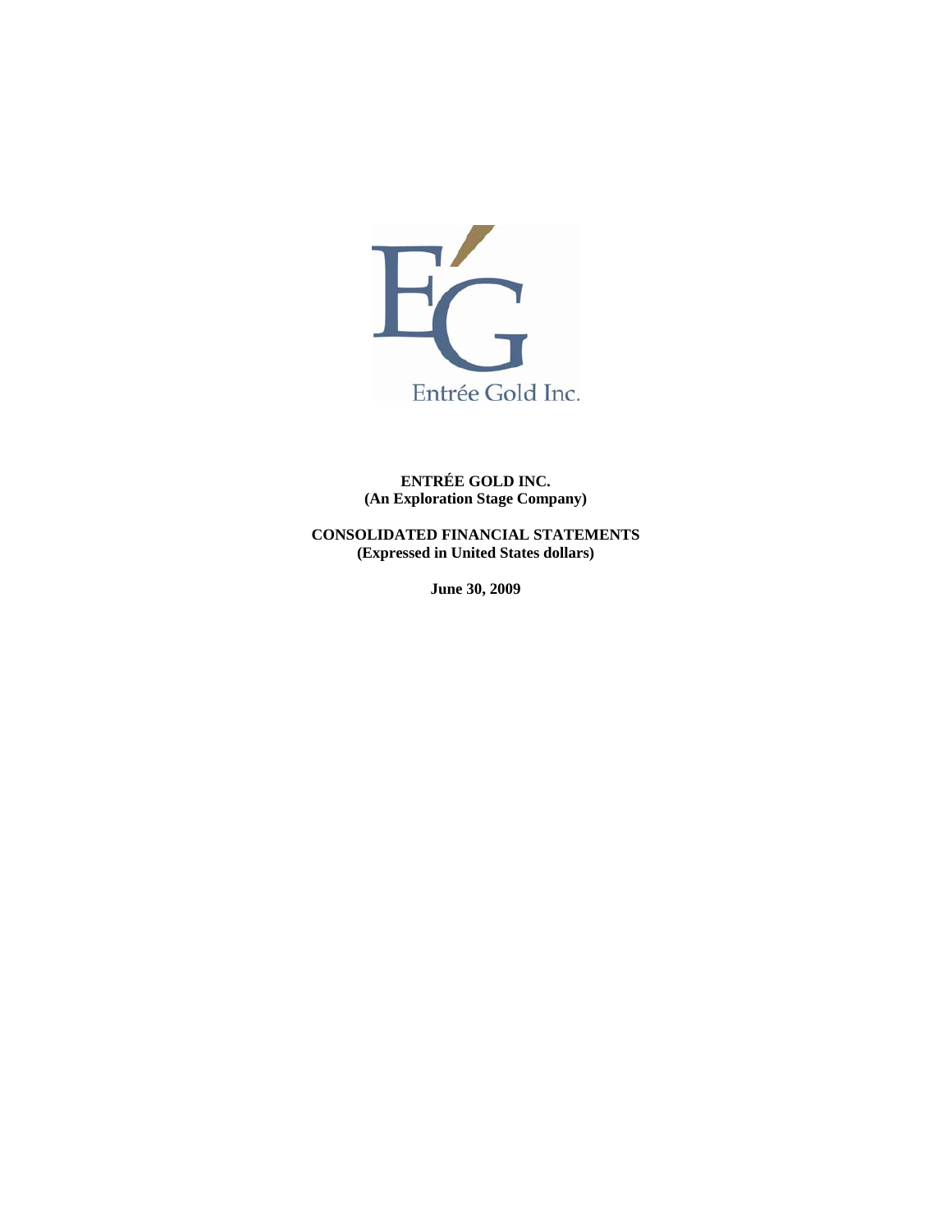Entrée Gold Inc.

**ENTRÉE GOLD INC.**
**(An Exploration Stage Company)**

**CONSOLIDATED FINANCIAL STATEMENTS**
**(Expressed in United States dollars)**

**June 30, 2009**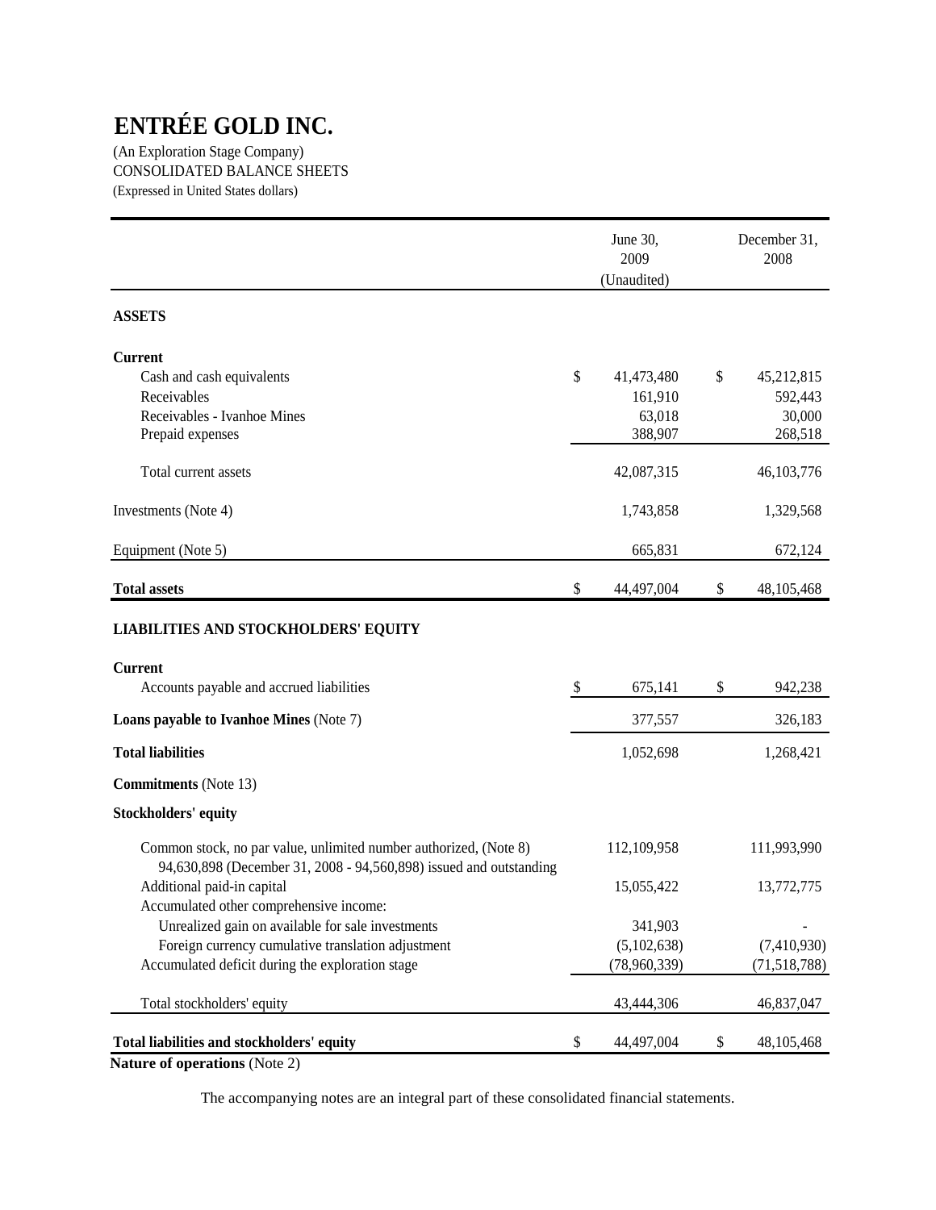# ENTRÉE GOLD INC.

(An Exploration Stage Company)
CONSOLIDATED BALANCE SHEETS
(Expressed in United States dollars)

| | June 30, 2009 (Unaudited) | December 31, 2008 |
|---|---|---|
| **ASSETS** | | |
| **Current** | | |
| Cash and cash equivalents | $ 41,473,480 | $ 45,212,815 |
| Receivables | 161,910 | 592,443 |
| Receivables - Ivanhoe Mines | 63,018 | 30,000 |
| Prepaid expenses | 388,907 | 268,518 |
| Total current assets | 42,087,315 | 46,103,776 |
| Investments (Note 4) | 1,743,858 | 1,329,568 |
| Equipment (Note 5) | 665,831 | 672,124 |
| **Total assets** | $ 44,497,004 | $ 48,105,468 |
| **LIABILITIES AND STOCKHOLDERS' EQUITY** | | |
| **Current** | | |
| Accounts payable and accrued liabilities | $ 675,141 | $ 942,238 |
| **Loans payable to Ivanhoe Mines** (Note 7) | 377,557 | 326,183 |
| **Total liabilities** | 1,052,698 | 1,268,421 |
| **Commitments** (Note 13) | | |
| **Stockholders' equity** | | |
| Common stock, no par value, unlimited number authorized, (Note 8) 94,630,898 (December 31, 2008 - 94,560,898) issued and outstanding | 112,109,958 | 111,993,990 |
| Additional paid-in capital | 15,055,422 | 13,772,775 |
| Accumulated other comprehensive income: | | |
| Unrealized gain on available for sale investments | 341,903 | - |
| Foreign currency cumulative translation adjustment | (5,102,638) | (7,410,930) |
| Accumulated deficit during the exploration stage | (78,960,339) | (71,518,788) |
| Total stockholders' equity | 43,444,306 | 46,837,047 |
| **Total liabilities and stockholders' equity** | $ 44,497,004 | $ 48,105,468 |

**Nature of operations** (Note 2)

The accompanying notes are an integral part of these consolidated financial statements.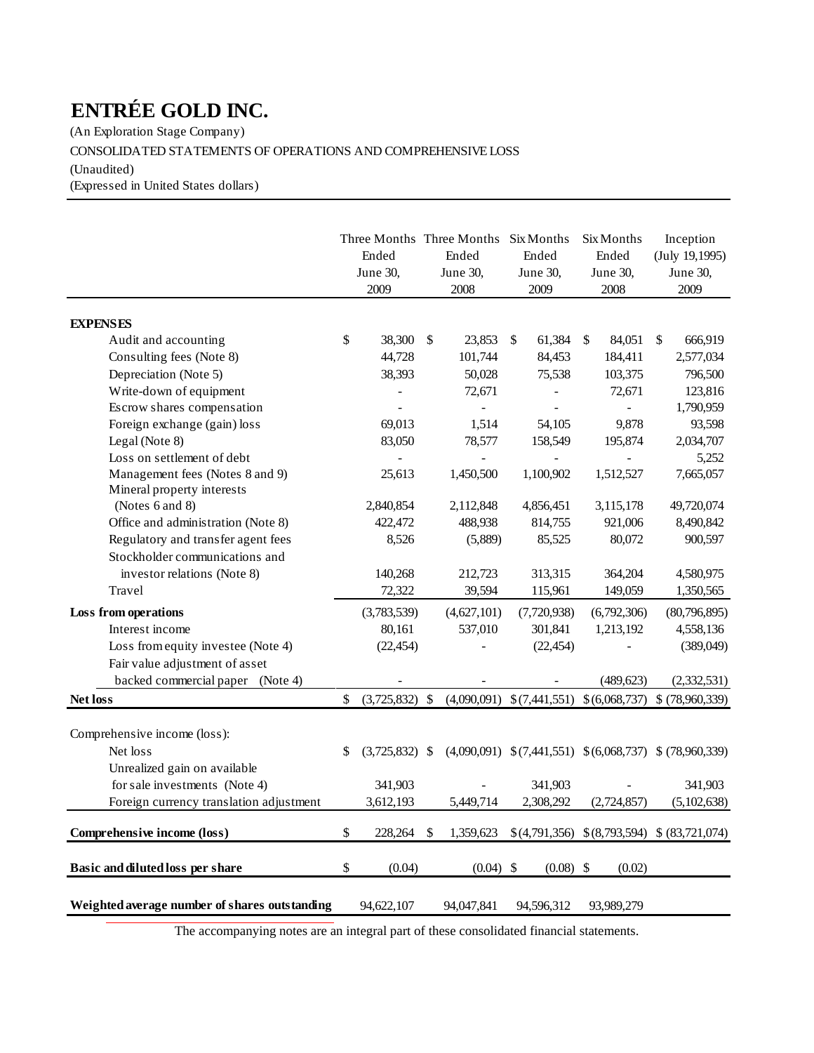# ENTRÉE GOLD INC.

(An Exploration Stage Company)

CONSOLIDATED STATEMENTS OF OPERATIONS AND COMPREHENSIVE LOSS

(Unaudited)

(Expressed in United States dollars)

| | Three Months Ended June 30, 2009 | Three Months Ended June 30, 2008 | Six Months Ended June 30, 2009 | Six Months Ended June 30, 2008 | Inception (July 19,1995) June 30, 2009 |
|---|---|---|---|---|---|
| **EXPENSES** | | | | | |
| Audit and accounting | $ 38,300 | $ 23,853 | $ 61,384 | $ 84,051 | $ 666,919 |
| Consulting fees (Note 8) | 44,728 | 101,744 | 84,453 | 184,411 | 2,577,034 |
| Depreciation (Note 5) | 38,393 | 50,028 | 75,538 | 103,375 | 796,500 |
| Write-down of equipment | - | 72,671 | - | 72,671 | 123,816 |
| Escrow shares compensation | - | - | - | - | 1,790,959 |
| Foreign exchange (gain) loss | 69,013 | 1,514 | 54,105 | 9,878 | 93,598 |
| Legal (Note 8) | 83,050 | 78,577 | 158,549 | 195,874 | 2,034,707 |
| Loss on settlement of debt | - | - | - | - | 5,252 |
| Management fees (Notes 8 and 9) | 25,613 | 1,450,500 | 1,100,902 | 1,512,527 | 7,665,057 |
| Mineral property interests (Notes 6 and 8) | 2,840,854 | 2,112,848 | 4,856,451 | 3,115,178 | 49,720,074 |
| Office and administration (Note 8) | 422,472 | 488,938 | 814,755 | 921,006 | 8,490,842 |
| Regulatory and transfer agent fees | 8,526 | (5,889) | 85,525 | 80,072 | 900,597 |
| Stockholder communications and investor relations (Note 8) | 140,268 | 212,723 | 313,315 | 364,204 | 4,580,975 |
| Travel | 72,322 | 39,594 | 115,961 | 149,059 | 1,350,565 |
| **Loss from operations** | (3,783,539) | (4,627,101) | (7,720,938) | (6,792,306) | (80,796,895) |
| Interest income | 80,161 | 537,010 | 301,841 | 1,213,192 | 4,558,136 |
| Loss from equity investee (Note 4) | (22,454) | - | (22,454) | - | (389,049) |
| Fair value adjustment of asset backed commercial paper (Note 4) | - | - | - | (489,623) | (2,332,531) |
| **Net loss** | $ (3,725,832) | $ (4,090,091) | $ (7,441,551) | $ (6,068,737) | $ (78,960,339) |
| | | | | | |
| Comprehensive income (loss): | | | | | |
| Net loss | $ (3,725,832) | $ (4,090,091) | $ (7,441,551) | $ (6,068,737) | $ (78,960,339) |
| Unrealized gain on available for sale investments (Note 4) | 341,903 | - | 341,903 | - | 341,903 |
| Foreign currency translation adjustment | 3,612,193 | 5,449,714 | 2,308,292 | (2,724,857) | (5,102,638) |
| **Comprehensive income (loss)** | $ 228,264 | $ 1,359,623 | $ (4,791,356) | $ (8,793,594) | $ (83,721,074) |
| **Basic and diluted loss per share** | $ (0.04) | (0.04) | $ (0.08) | $ (0.02) | |
| **Weighted average number of shares outstanding** | 94,622,107 | 94,047,841 | 94,596,312 | 93,989,279 | |

The accompanying notes are an integral part of these consolidated financial statements.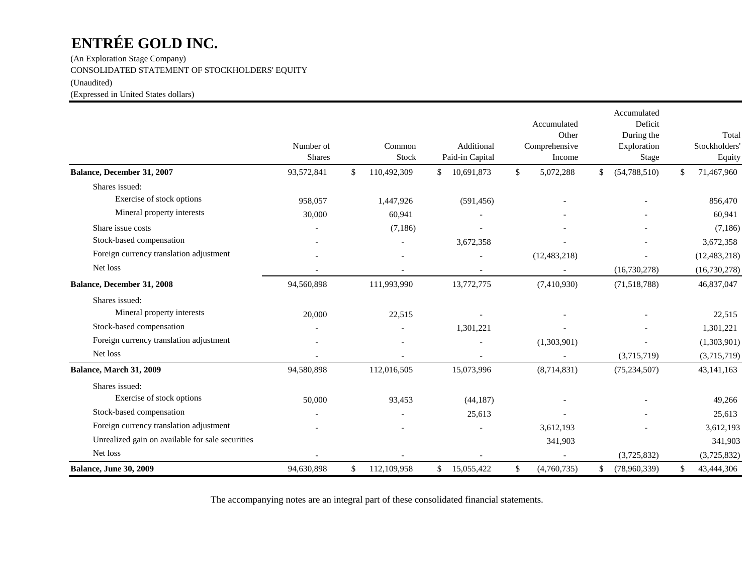# ENTRÉE GOLD INC.

(An Exploration Stage Company)

CONSOLIDATED STATEMENT OF STOCKHOLDERS' EQUITY

(Unaudited)

(Expressed in United States dollars)

| | Number of Shares | Common Stock | Additional Paid-in Capital | Accumulated Other Comprehensive Income | Accumulated Deficit During the Exploration Stage | Total Stockholders' Equity |
|---|---|---|---|---|---|---|
| **Balance, December 31, 2007** | 93,572,841 | $ 110,492,309 | $ 10,691,873 | $ 5,072,288 | $ (54,788,510) | $ 71,467,960 |
| Shares issued: | | | | | | |
| Exercise of stock options | 958,057 | 1,447,926 | (591,456) | - | - | 856,470 |
| Mineral property interests | 30,000 | 60,941 | - | - | - | 60,941 |
| Share issue costs | - | (7,186) | - | - | - | (7,186) |
| Stock-based compensation | - | - | 3,672,358 | - | - | 3,672,358 |
| Foreign currency translation adjustment | - | - | - | (12,483,218) | - | (12,483,218) |
| Net loss | - | - | - | - | (16,730,278) | (16,730,278) |
| **Balance, December 31, 2008** | 94,560,898 | 111,993,990 | 13,772,775 | (7,410,930) | (71,518,788) | 46,837,047 |
| Shares issued: | | | | | | |
| Mineral property interests | 20,000 | 22,515 | - | - | - | 22,515 |
| Stock-based compensation | - | - | 1,301,221 | - | - | 1,301,221 |
| Foreign currency translation adjustment | - | - | - | (1,303,901) | - | (1,303,901) |
| Net loss | - | - | - | - | (3,715,719) | (3,715,719) |
| **Balance, March 31, 2009** | 94,580,898 | 112,016,505 | 15,073,996 | (8,714,831) | (75,234,507) | 43,141,163 |
| Shares issued: | | | | | | |
| Exercise of stock options | 50,000 | 93,453 | (44,187) | - | - | 49,266 |
| Stock-based compensation | - | - | 25,613 | - | - | 25,613 |
| Foreign currency translation adjustment | - | - | - | 3,612,193 | - | 3,612,193 |
| Unrealized gain on available for sale securities | | | | 341,903 | | 341,903 |
| Net loss | - | - | - | - | (3,725,832) | (3,725,832) |
| **Balance, June 30, 2009** | 94,630,898 | $ 112,109,958 | $ 15,055,422 | $ (4,760,735) | $ (78,960,339) | $ 43,444,306 |

The accompanying notes are an integral part of these consolidated financial statements.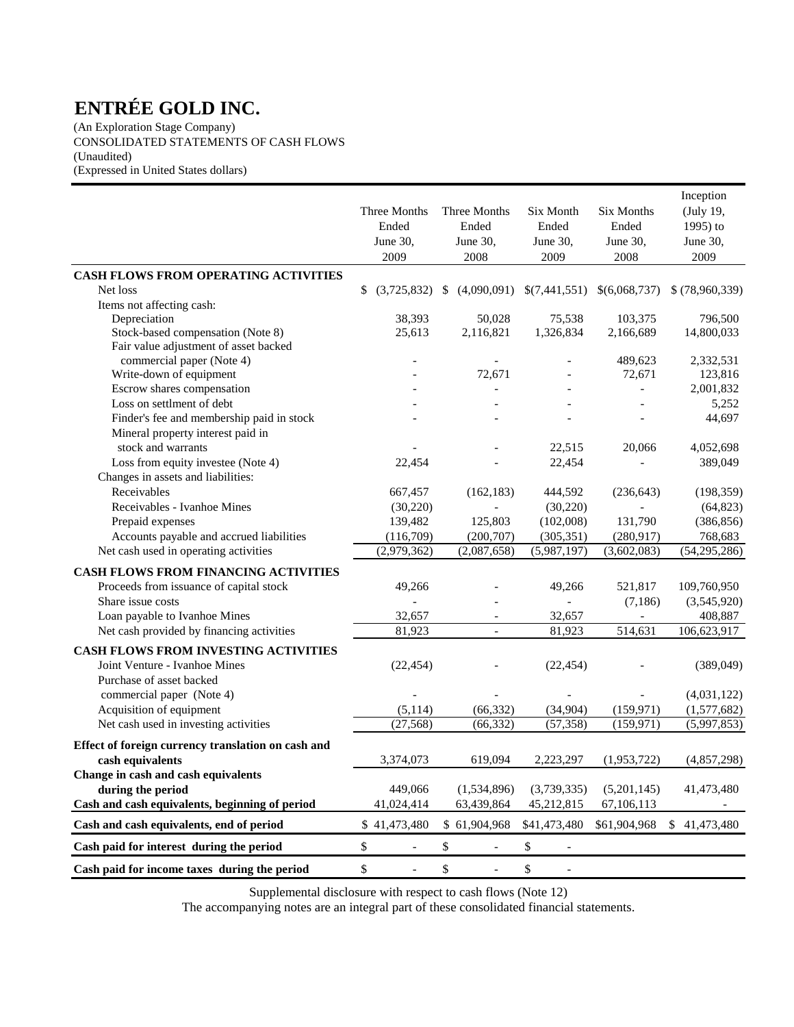# ENTRÉE GOLD INC.

(An Exploration Stage Company)
CONSOLIDATED STATEMENTS OF CASH FLOWS
(Unaudited)
(Expressed in United States dollars)

| | Three Months Ended June 30, 2009 | Three Months Ended June 30, 2008 | Six Month Ended June 30, 2009 | Six Months Ended June 30, 2008 | Inception (July 19, 1995) to June 30, 2009 |
|---|---|---|---|---|---|
| **CASH FLOWS FROM OPERATING ACTIVITIES** | | | | | |
| Net loss | $ (3,725,832) | $ (4,090,091) | $(7,441,551) | $(6,068,737) | $ (78,960,339) |
| Items not affecting cash: | | | | | |
| Depreciation | 38,393 | 50,028 | 75,538 | 103,375 | 796,500 |
| Stock-based compensation (Note 8) | 25,613 | 2,116,821 | 1,326,834 | 2,166,689 | 14,800,033 |
| Fair value adjustment of asset backed commercial paper (Note 4) | - | - | - | 489,623 | 2,332,531 |
| Write-down of equipment | - | 72,671 | - | 72,671 | 123,816 |
| Escrow shares compensation | - | - | - | - | 2,001,832 |
| Loss on settlment of debt | - | - | - | - | 5,252 |
| Finder's fee and membership paid in stock | - | - | - | - | 44,697 |
| Mineral property interest paid in stock and warrants | - | - | 22,515 | 20,066 | 4,052,698 |
| Loss from equity investee (Note 4) | 22,454 | - | 22,454 | - | 389,049 |
| Changes in assets and liabilities: | | | | | |
| Receivables | 667,457 | (162,183) | 444,592 | (236,643) | (198,359) |
| Receivables - Ivanhoe Mines | (30,220) | - | (30,220) | - | (64,823) |
| Prepaid expenses | 139,482 | 125,803 | (102,008) | 131,790 | (386,856) |
| Accounts payable and accrued liabilities | (116,709) | (200,707) | (305,351) | (280,917) | 768,683 |
| Net cash used in operating activities | (2,979,362) | (2,087,658) | (5,987,197) | (3,602,083) | (54,295,286) |
| **CASH FLOWS FROM FINANCING ACTIVITIES** | | | | | |
| Proceeds from issuance of capital stock | 49,266 | - | 49,266 | 521,817 | 109,760,950 |
| Share issue costs | - | - | - | (7,186) | (3,545,920) |
| Loan payable to Ivanhoe Mines | 32,657 | - | 32,657 | - | 408,887 |
| Net cash provided by financing activities | 81,923 | - | 81,923 | 514,631 | 106,623,917 |
| **CASH FLOWS FROM INVESTING ACTIVITIES** | | | | | |
| Joint Venture - Ivanhoe Mines | (22,454) | - | (22,454) | - | (389,049) |
| Purchase of asset backed commercial paper (Note 4) | - | - | - | - | (4,031,122) |
| Acquisition of equipment | (5,114) | (66,332) | (34,904) | (159,971) | (1,577,682) |
| Net cash used in investing activities | (27,568) | (66,332) | (57,358) | (159,971) | (5,997,853) |
| **Effect of foreign currency translation on cash and cash equivalents** | 3,374,073 | 619,094 | 2,223,297 | (1,953,722) | (4,857,298) |
| **Change in cash and cash equivalents during the period** | 449,066 | (1,534,896) | (3,739,335) | (5,201,145) | 41,473,480 |
| **Cash and cash equivalents, beginning of period** | 41,024,414 | 63,439,864 | 45,212,815 | 67,106,113 | - |
| **Cash and cash equivalents, end of period** | $ 41,473,480 | $ 61,904,968 | $41,473,480 | $61,904,968 | $ 41,473,480 |
| **Cash paid for interest during the period** | $ - | $ - | $ - | | |
| **Cash paid for income taxes during the period** | $ - | $ - | $ - | | |

Supplemental disclosure with respect to cash flows (Note 12)

The accompanying notes are an integral part of these consolidated financial statements.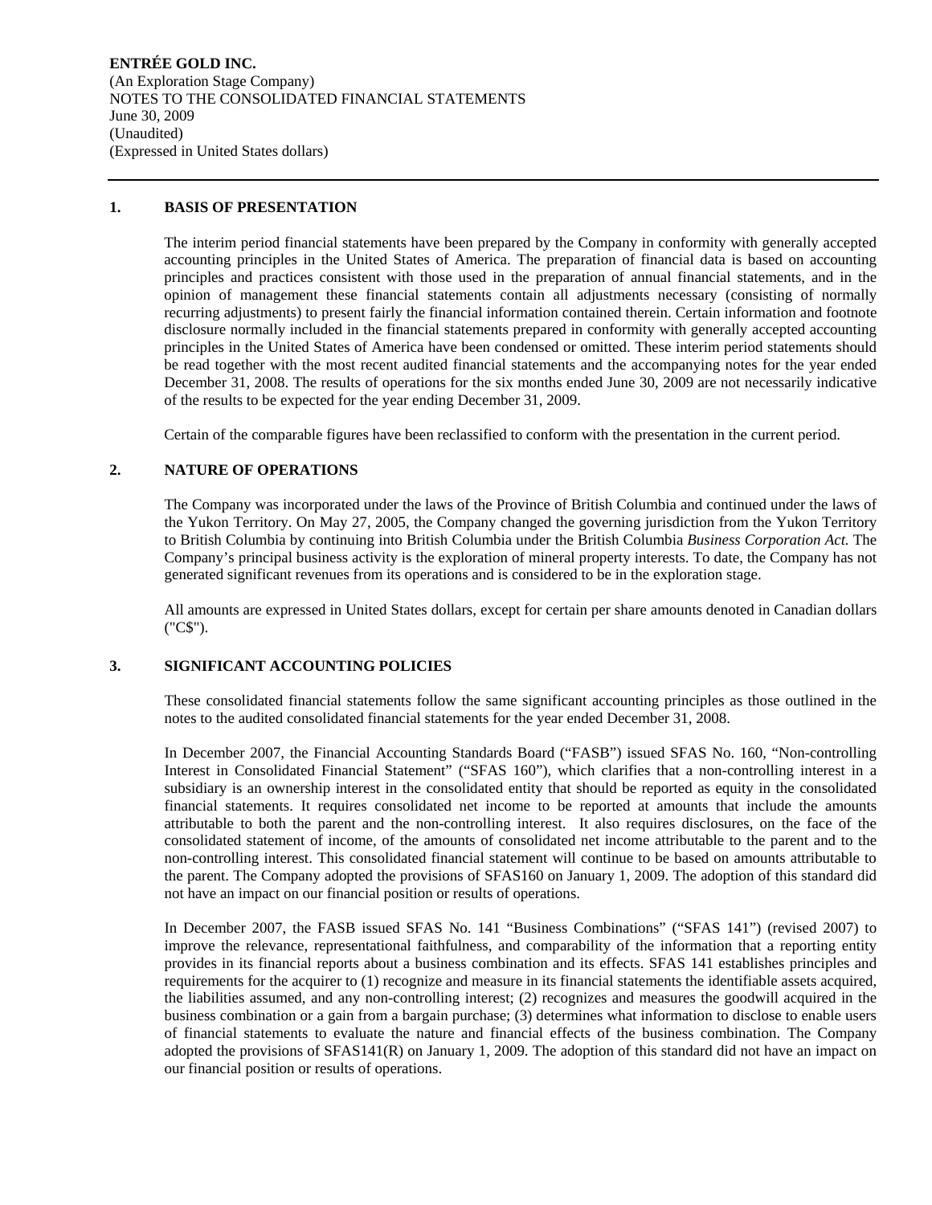**ENTRÉE GOLD INC.**
(An Exploration Stage Company)
NOTES TO THE CONSOLIDATED FINANCIAL STATEMENTS
June 30, 2009
(Unaudited)
(Expressed in United States dollars)

## 1. BASIS OF PRESENTATION

The interim period financial statements have been prepared by the Company in conformity with generally accepted accounting principles in the United States of America. The preparation of financial data is based on accounting principles and practices consistent with those used in the preparation of annual financial statements, and in the opinion of management these financial statements contain all adjustments necessary (consisting of normally recurring adjustments) to present fairly the financial information contained therein. Certain information and footnote disclosure normally included in the financial statements prepared in conformity with generally accepted accounting principles in the United States of America have been condensed or omitted. These interim period statements should be read together with the most recent audited financial statements and the accompanying notes for the year ended December 31, 2008. The results of operations for the six months ended June 30, 2009 are not necessarily indicative of the results to be expected for the year ending December 31, 2009.

Certain of the comparable figures have been reclassified to conform with the presentation in the current period.

## 2. NATURE OF OPERATIONS

The Company was incorporated under the laws of the Province of British Columbia and continued under the laws of the Yukon Territory. On May 27, 2005, the Company changed the governing jurisdiction from the Yukon Territory to British Columbia by continuing into British Columbia under the British Columbia *Business Corporation Act.* The Company's principal business activity is the exploration of mineral property interests. To date, the Company has not generated significant revenues from its operations and is considered to be in the exploration stage.

All amounts are expressed in United States dollars, except for certain per share amounts denoted in Canadian dollars ("C$").

## 3. SIGNIFICANT ACCOUNTING POLICIES

These consolidated financial statements follow the same significant accounting principles as those outlined in the notes to the audited consolidated financial statements for the year ended December 31, 2008.

In December 2007, the Financial Accounting Standards Board ("FASB") issued SFAS No. 160, "Non-controlling Interest in Consolidated Financial Statement" ("SFAS 160"), which clarifies that a non-controlling interest in a subsidiary is an ownership interest in the consolidated entity that should be reported as equity in the consolidated financial statements. It requires consolidated net income to be reported at amounts that include the amounts attributable to both the parent and the non-controlling interest. It also requires disclosures, on the face of the consolidated statement of income, of the amounts of consolidated net income attributable to the parent and to the non-controlling interest. This consolidated financial statement will continue to be based on amounts attributable to the parent. The Company adopted the provisions of SFAS160 on January 1, 2009. The adoption of this standard did not have an impact on our financial position or results of operations.

In December 2007, the FASB issued SFAS No. 141 "Business Combinations" ("SFAS 141") (revised 2007) to improve the relevance, representational faithfulness, and comparability of the information that a reporting entity provides in its financial reports about a business combination and its effects. SFAS 141 establishes principles and requirements for the acquirer to (1) recognize and measure in its financial statements the identifiable assets acquired, the liabilities assumed, and any non-controlling interest; (2) recognizes and measures the goodwill acquired in the business combination or a gain from a bargain purchase; (3) determines what information to disclose to enable users of financial statements to evaluate the nature and financial effects of the business combination. The Company adopted the provisions of SFAS141(R) on January 1, 2009. The adoption of this standard did not have an impact on our financial position or results of operations.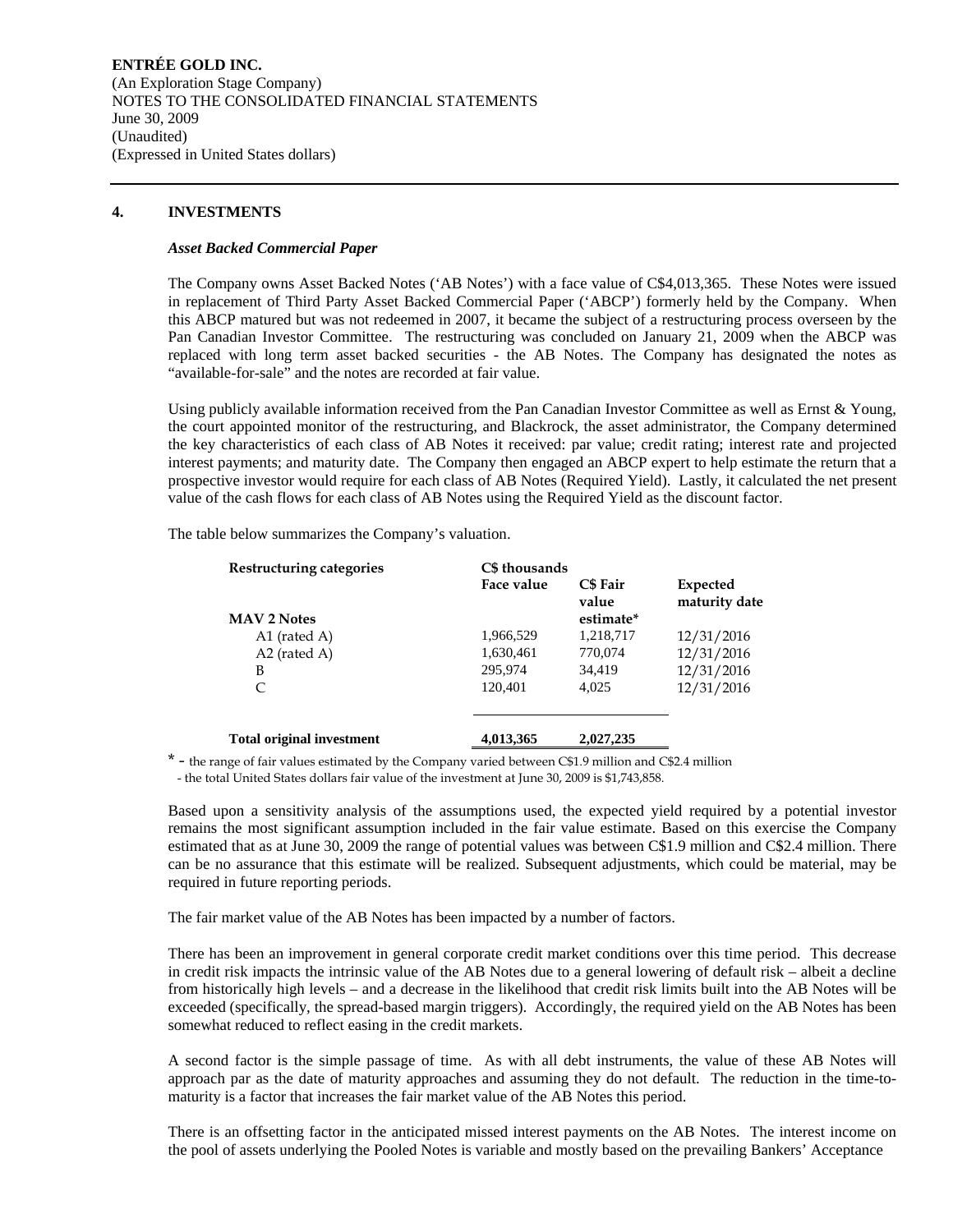## 4. INVESTMENTS

### *Asset Backed Commercial Paper*

The Company owns Asset Backed Notes ('AB Notes') with a face value of C$4,013,365. These Notes were issued in replacement of Third Party Asset Backed Commercial Paper ('ABCP') formerly held by the Company. When this ABCP matured but was not redeemed in 2007, it became the subject of a restructuring process overseen by the Pan Canadian Investor Committee. The restructuring was concluded on January 21, 2009 when the ABCP was replaced with long term asset backed securities - the AB Notes. The Company has designated the notes as "available-for-sale" and the notes are recorded at fair value.

Using publicly available information received from the Pan Canadian Investor Committee as well as Ernst & Young, the court appointed monitor of the restructuring, and Blackrock, the asset administrator, the Company determined the key characteristics of each class of AB Notes it received: par value; credit rating; interest rate and projected interest payments; and maturity date. The Company then engaged an ABCP expert to help estimate the return that a prospective investor would require for each class of AB Notes (Required Yield). Lastly, it calculated the net present value of the cash flows for each class of AB Notes using the Required Yield as the discount factor.

The table below summarizes the Company's valuation.

| Restructuring categories | C$ thousands Face value | C$ Fair value estimate* | Expected maturity date |
|---|---|---|---|
| **MAV 2 Notes** | | | |
| A1 (rated A) | 1,966,529 | 1,218,717 | 12/31/2016 |
| A2 (rated A) | 1,630,461 | 770,074 | 12/31/2016 |
| B | 295,974 | 34,419 | 12/31/2016 |
| C | 120,401 | 4,025 | 12/31/2016 |
| **Total original investment** | **4,013,365** | **2,027,235** | |

\* - the range of fair values estimated by the Company varied between C$1.9 million and C$2.4 million
- the total United States dollars fair value of the investment at June 30, 2009 is $1,743,858.

Based upon a sensitivity analysis of the assumptions used, the expected yield required by a potential investor remains the most significant assumption included in the fair value estimate. Based on this exercise the Company estimated that as at June 30, 2009 the range of potential values was between C$1.9 million and C$2.4 million. There can be no assurance that this estimate will be realized. Subsequent adjustments, which could be material, may be required in future reporting periods.

The fair market value of the AB Notes has been impacted by a number of factors.

There has been an improvement in general corporate credit market conditions over this time period. This decrease in credit risk impacts the intrinsic value of the AB Notes due to a general lowering of default risk – albeit a decline from historically high levels – and a decrease in the likelihood that credit risk limits built into the AB Notes will be exceeded (specifically, the spread-based margin triggers). Accordingly, the required yield on the AB Notes has been somewhat reduced to reflect easing in the credit markets.

A second factor is the simple passage of time. As with all debt instruments, the value of these AB Notes will approach par as the date of maturity approaches and assuming they do not default. The reduction in the time-to-maturity is a factor that increases the fair market value of the AB Notes this period.

There is an offsetting factor in the anticipated missed interest payments on the AB Notes. The interest income on the pool of assets underlying the Pooled Notes is variable and mostly based on the prevailing Bankers' Acceptance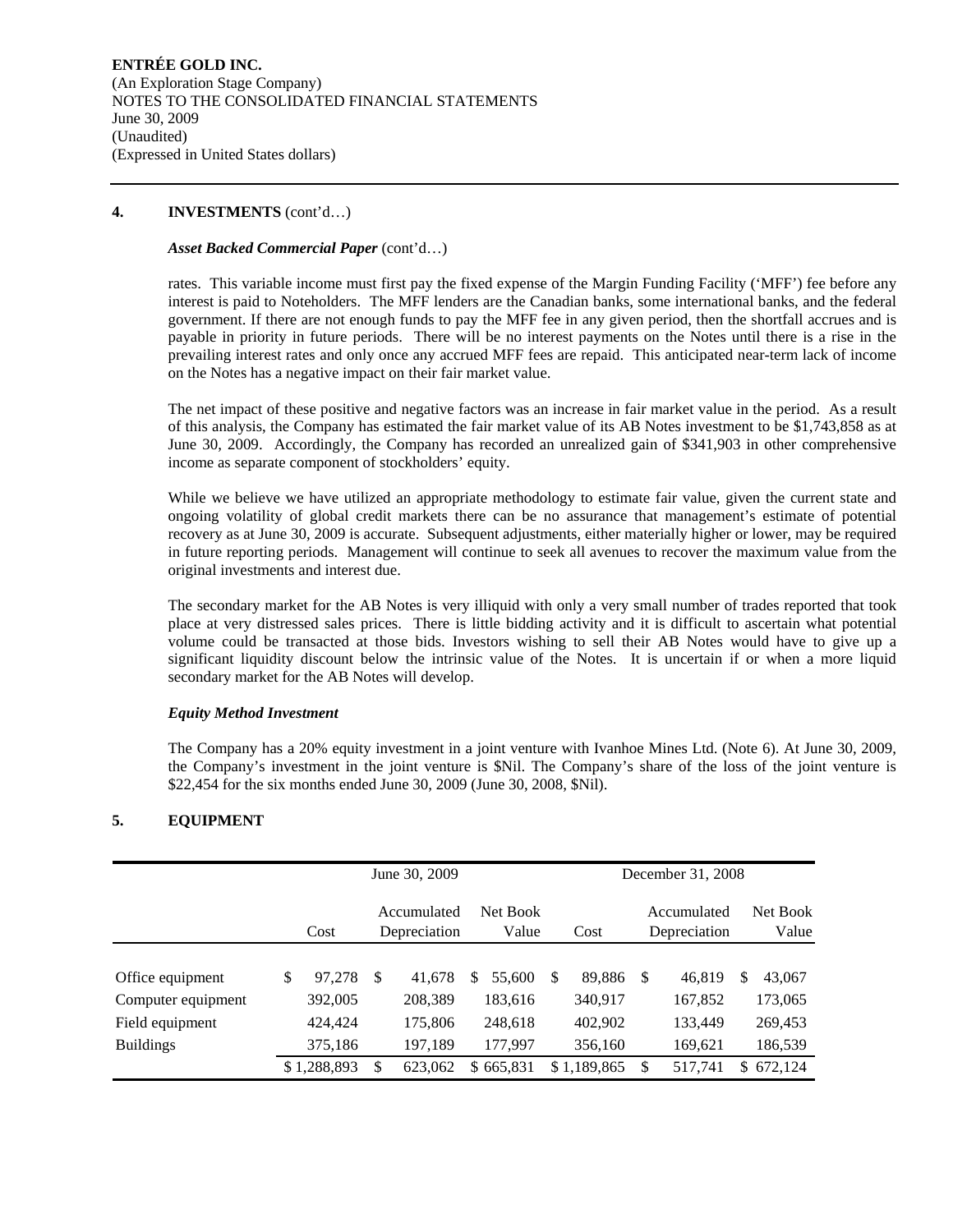## 4. INVESTMENTS (cont'd…)

### *Asset Backed Commercial Paper* (cont'd…)

rates. This variable income must first pay the fixed expense of the Margin Funding Facility ('MFF') fee before any interest is paid to Noteholders. The MFF lenders are the Canadian banks, some international banks, and the federal government. If there are not enough funds to pay the MFF fee in any given period, then the shortfall accrues and is payable in priority in future periods. There will be no interest payments on the Notes until there is a rise in the prevailing interest rates and only once any accrued MFF fees are repaid. This anticipated near-term lack of income on the Notes has a negative impact on their fair market value.

The net impact of these positive and negative factors was an increase in fair market value in the period. As a result of this analysis, the Company has estimated the fair market value of its AB Notes investment to be $1,743,858 as at June 30, 2009. Accordingly, the Company has recorded an unrealized gain of $341,903 in other comprehensive income as separate component of stockholders' equity.

While we believe we have utilized an appropriate methodology to estimate fair value, given the current state and ongoing volatility of global credit markets there can be no assurance that management's estimate of potential recovery as at June 30, 2009 is accurate. Subsequent adjustments, either materially higher or lower, may be required in future reporting periods. Management will continue to seek all avenues to recover the maximum value from the original investments and interest due.

The secondary market for the AB Notes is very illiquid with only a very small number of trades reported that took place at very distressed sales prices. There is little bidding activity and it is difficult to ascertain what potential volume could be transacted at those bids. Investors wishing to sell their AB Notes would have to give up a significant liquidity discount below the intrinsic value of the Notes. It is uncertain if or when a more liquid secondary market for the AB Notes will develop.

### *Equity Method Investment*

The Company has a 20% equity investment in a joint venture with Ivanhoe Mines Ltd. (Note 6). At June 30, 2009, the Company's investment in the joint venture is $Nil. The Company's share of the loss of the joint venture is $22,454 for the six months ended June 30, 2009 (June 30, 2008, $Nil).

## 5. EQUIPMENT

| | June 30, 2009 | | | December 31, 2008 | | |
|---|---|---|---|---|---|---|
| | Cost | Accumulated Depreciation | Net Book Value | Cost | Accumulated Depreciation | Net Book Value |
| Office equipment | $ 97,278 | $ 41,678 | $ 55,600 | $ 89,886 | $ 46,819 | $ 43,067 |
| Computer equipment | 392,005 | 208,389 | 183,616 | 340,917 | 167,852 | 173,065 |
| Field equipment | 424,424 | 175,806 | 248,618 | 402,902 | 133,449 | 269,453 |
| Buildings | 375,186 | 197,189 | 177,997 | 356,160 | 169,621 | 186,539 |
| | $ 1,288,893 | $ 623,062 | $ 665,831 | $ 1,189,865 | $ 517,741 | $ 672,124 |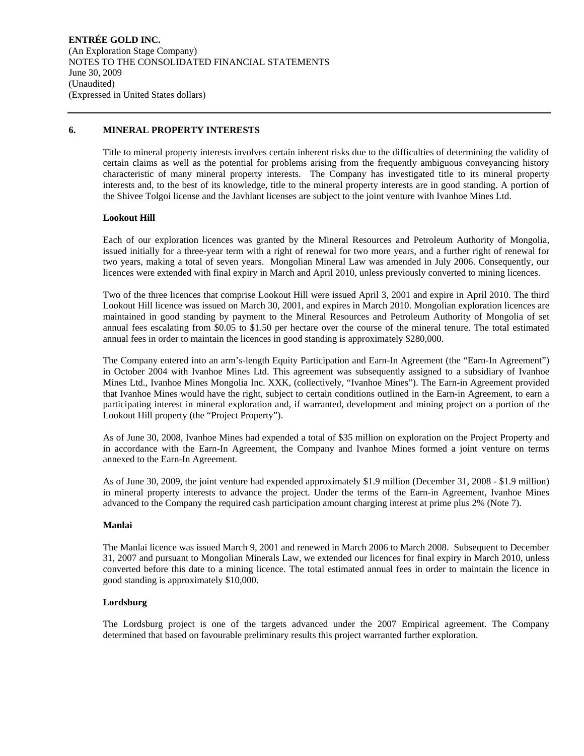ENTRÉE GOLD INC.
(An Exploration Stage Company)
NOTES TO THE CONSOLIDATED FINANCIAL STATEMENTS
June 30, 2009
(Unaudited)
(Expressed in United States dollars)

## 6. MINERAL PROPERTY INTERESTS

Title to mineral property interests involves certain inherent risks due to the difficulties of determining the validity of certain claims as well as the potential for problems arising from the frequently ambiguous conveyancing history characteristic of many mineral property interests. The Company has investigated title to its mineral property interests and, to the best of its knowledge, title to the mineral property interests are in good standing. A portion of the Shivee Tolgoi license and the Javhlant licenses are subject to the joint venture with Ivanhoe Mines Ltd.

### Lookout Hill

Each of our exploration licences was granted by the Mineral Resources and Petroleum Authority of Mongolia, issued initially for a three-year term with a right of renewal for two more years, and a further right of renewal for two years, making a total of seven years. Mongolian Mineral Law was amended in July 2006. Consequently, our licences were extended with final expiry in March and April 2010, unless previously converted to mining licences.

Two of the three licences that comprise Lookout Hill were issued April 3, 2001 and expire in April 2010. The third Lookout Hill licence was issued on March 30, 2001, and expires in March 2010. Mongolian exploration licences are maintained in good standing by payment to the Mineral Resources and Petroleum Authority of Mongolia of set annual fees escalating from $0.05 to $1.50 per hectare over the course of the mineral tenure. The total estimated annual fees in order to maintain the licences in good standing is approximately $280,000.

The Company entered into an arm's-length Equity Participation and Earn-In Agreement (the "Earn-In Agreement") in October 2004 with Ivanhoe Mines Ltd. This agreement was subsequently assigned to a subsidiary of Ivanhoe Mines Ltd., Ivanhoe Mines Mongolia Inc. XXK, (collectively, "Ivanhoe Mines"). The Earn-in Agreement provided that Ivanhoe Mines would have the right, subject to certain conditions outlined in the Earn-in Agreement, to earn a participating interest in mineral exploration and, if warranted, development and mining project on a portion of the Lookout Hill property (the "Project Property").

As of June 30, 2008, Ivanhoe Mines had expended a total of $35 million on exploration on the Project Property and in accordance with the Earn-In Agreement, the Company and Ivanhoe Mines formed a joint venture on terms annexed to the Earn-In Agreement.

As of June 30, 2009, the joint venture had expended approximately $1.9 million (December 31, 2008 - $1.9 million) in mineral property interests to advance the project. Under the terms of the Earn-in Agreement, Ivanhoe Mines advanced to the Company the required cash participation amount charging interest at prime plus 2% (Note 7).

### Manlai

The Manlai licence was issued March 9, 2001 and renewed in March 2006 to March 2008. Subsequent to December 31, 2007 and pursuant to Mongolian Minerals Law, we extended our licences for final expiry in March 2010, unless converted before this date to a mining licence. The total estimated annual fees in order to maintain the licence in good standing is approximately $10,000.

### Lordsburg

The Lordsburg project is one of the targets advanced under the 2007 Empirical agreement. The Company determined that based on favourable preliminary results this project warranted further exploration.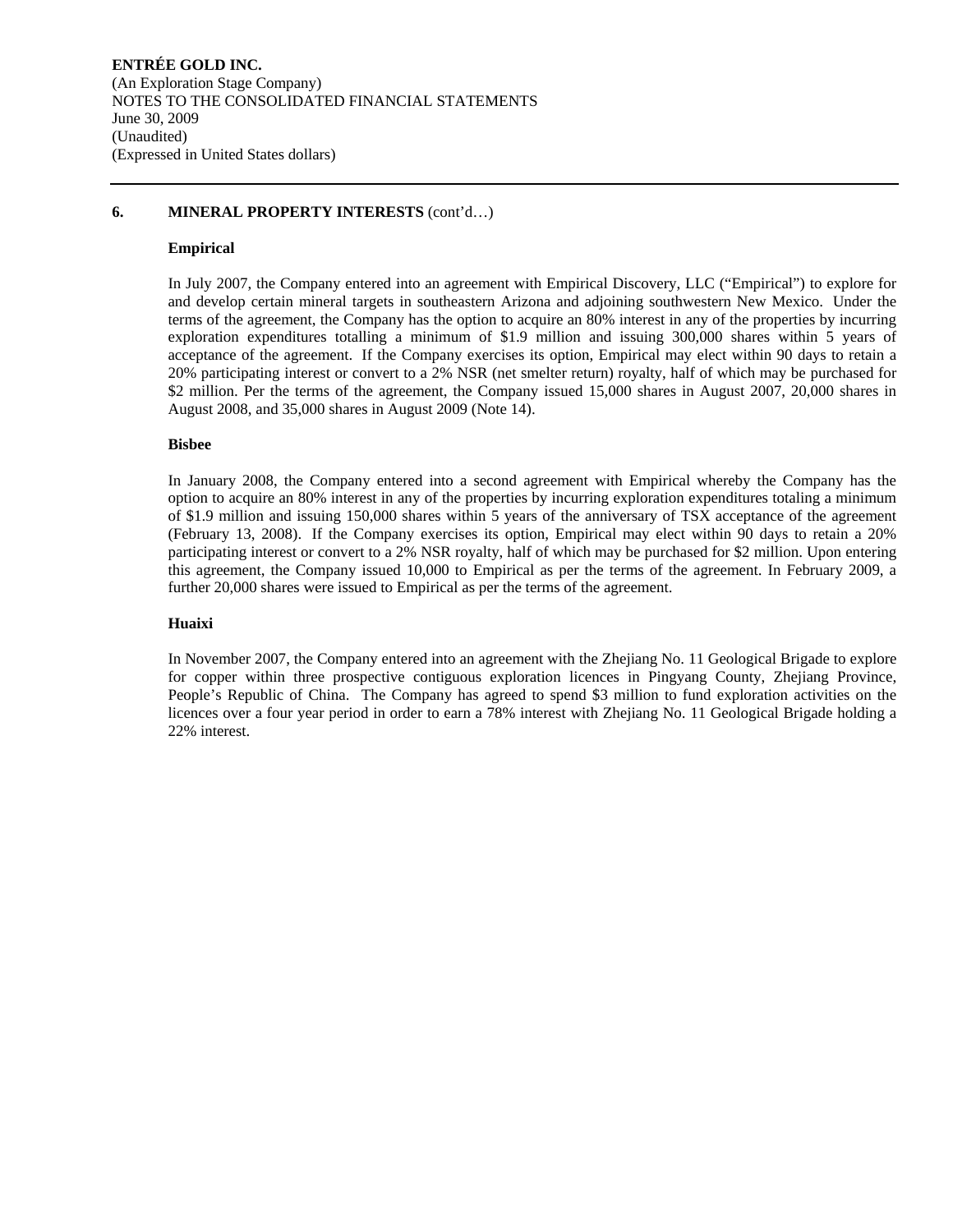## 6. MINERAL PROPERTY INTERESTS (cont'd…)

### Empirical

In July 2007, the Company entered into an agreement with Empirical Discovery, LLC ("Empirical") to explore for and develop certain mineral targets in southeastern Arizona and adjoining southwestern New Mexico. Under the terms of the agreement, the Company has the option to acquire an 80% interest in any of the properties by incurring exploration expenditures totalling a minimum of $1.9 million and issuing 300,000 shares within 5 years of acceptance of the agreement. If the Company exercises its option, Empirical may elect within 90 days to retain a 20% participating interest or convert to a 2% NSR (net smelter return) royalty, half of which may be purchased for $2 million. Per the terms of the agreement, the Company issued 15,000 shares in August 2007, 20,000 shares in August 2008, and 35,000 shares in August 2009 (Note 14).

### Bisbee

In January 2008, the Company entered into a second agreement with Empirical whereby the Company has the option to acquire an 80% interest in any of the properties by incurring exploration expenditures totaling a minimum of $1.9 million and issuing 150,000 shares within 5 years of the anniversary of TSX acceptance of the agreement (February 13, 2008). If the Company exercises its option, Empirical may elect within 90 days to retain a 20% participating interest or convert to a 2% NSR royalty, half of which may be purchased for $2 million. Upon entering this agreement, the Company issued 10,000 to Empirical as per the terms of the agreement. In February 2009, a further 20,000 shares were issued to Empirical as per the terms of the agreement.

### Huaixi

In November 2007, the Company entered into an agreement with the Zhejiang No. 11 Geological Brigade to explore for copper within three prospective contiguous exploration licences in Pingyang County, Zhejiang Province, People's Republic of China. The Company has agreed to spend $3 million to fund exploration activities on the licences over a four year period in order to earn a 78% interest with Zhejiang No. 11 Geological Brigade holding a 22% interest.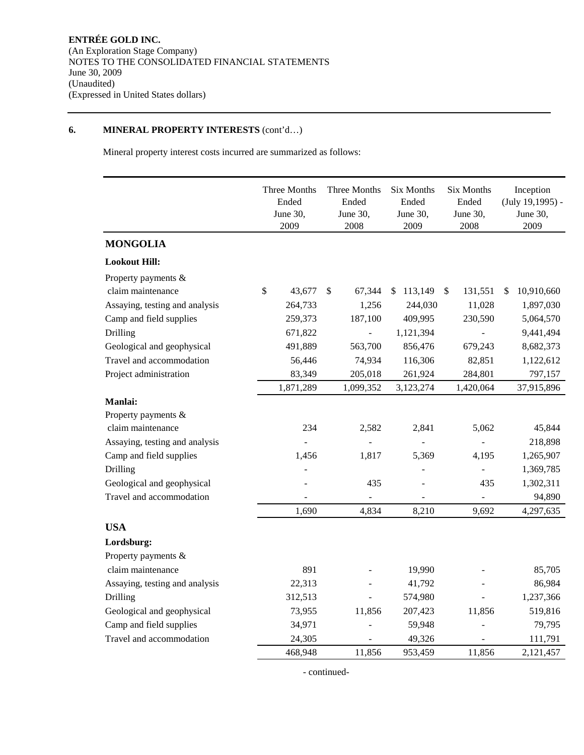**ENTRÉE GOLD INC.**
(An Exploration Stage Company)
NOTES TO THE CONSOLIDATED FINANCIAL STATEMENTS
June 30, 2009
(Unaudited)
(Expressed in United States dollars)

## 6. MINERAL PROPERTY INTERESTS (cont'd…)

Mineral property interest costs incurred are summarized as follows:

| | Three Months Ended June 30, 2009 | Three Months Ended June 30, 2008 | Six Months Ended June 30, 2009 | Six Months Ended June 30, 2008 | Inception (July 19,1995) - June 30, 2009 |
|---|---|---|---|---|---|
| **MONGOLIA** | | | | | |
| **Lookout Hill:** | | | | | |
| Property payments & claim maintenance | $ 43,677 | $ 67,344 | $ 113,149 | $ 131,551 | $ 10,910,660 |
| Assaying, testing and analysis | 264,733 | 1,256 | 244,030 | 11,028 | 1,897,030 |
| Camp and field supplies | 259,373 | 187,100 | 409,995 | 230,590 | 5,064,570 |
| Drilling | 671,822 | - | 1,121,394 | - | 9,441,494 |
| Geological and geophysical | 491,889 | 563,700 | 856,476 | 679,243 | 8,682,373 |
| Travel and accommodation | 56,446 | 74,934 | 116,306 | 82,851 | 1,122,612 |
| Project administration | 83,349 | 205,018 | 261,924 | 284,801 | 797,157 |
| | 1,871,289 | 1,099,352 | 3,123,274 | 1,420,064 | 37,915,896 |
| **Manlai:** | | | | | |
| Property payments & claim maintenance | 234 | 2,582 | 2,841 | 5,062 | 45,844 |
| Assaying, testing and analysis | - | - | - | - | 218,898 |
| Camp and field supplies | 1,456 | 1,817 | 5,369 | 4,195 | 1,265,907 |
| Drilling | - | | - | - | 1,369,785 |
| Geological and geophysical | - | 435 | - | 435 | 1,302,311 |
| Travel and accommodation | - | - | - | - | 94,890 |
| | 1,690 | 4,834 | 8,210 | 9,692 | 4,297,635 |
| **USA** | | | | | |
| **Lordsburg:** | | | | | |
| Property payments & claim maintenance | 891 | - | 19,990 | - | 85,705 |
| Assaying, testing and analysis | 22,313 | - | 41,792 | - | 86,984 |
| Drilling | 312,513 | - | 574,980 | - | 1,237,366 |
| Geological and geophysical | 73,955 | 11,856 | 207,423 | 11,856 | 519,816 |
| Camp and field supplies | 34,971 | - | 59,948 | - | 79,795 |
| Travel and accommodation | 24,305 | - | 49,326 | - | 111,791 |
| | 468,948 | 11,856 | 953,459 | 11,856 | 2,121,457 |

- continued-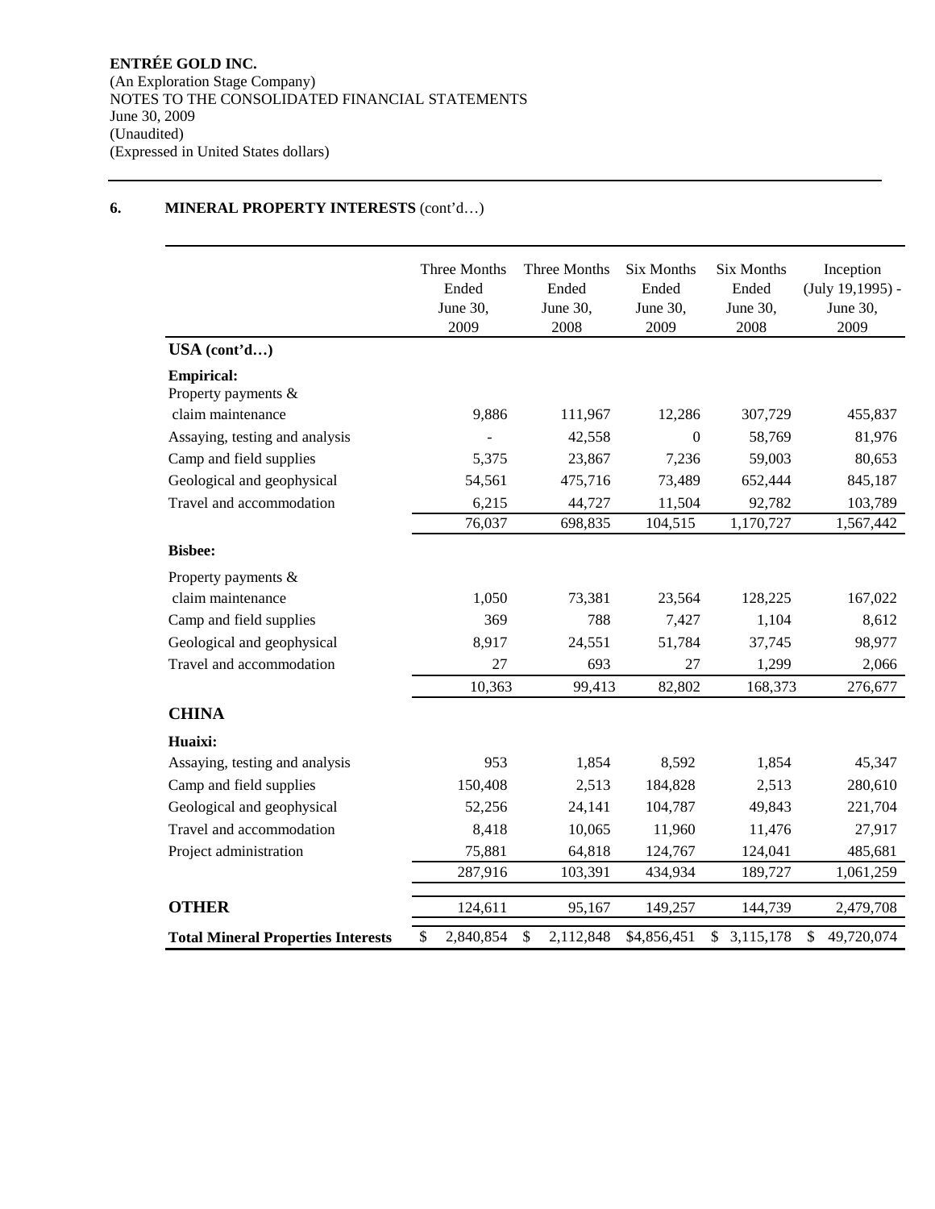**ENTRÉE GOLD INC.**
(An Exploration Stage Company)
NOTES TO THE CONSOLIDATED FINANCIAL STATEMENTS
June 30, 2009
(Unaudited)
(Expressed in United States dollars)

## 6. MINERAL PROPERTY INTERESTS (cont'd…)

| | Three Months Ended June 30, 2009 | Three Months Ended June 30, 2008 | Six Months Ended June 30, 2009 | Six Months Ended June 30, 2008 | Inception (July 19,1995) - June 30, 2009 |
|---|---|---|---|---|---|
| **USA (cont'd…)** | | | | | |
| **Empirical:** | | | | | |
| Property payments & claim maintenance | 9,886 | 111,967 | 12,286 | 307,729 | 455,837 |
| Assaying, testing and analysis | - | 42,558 | 0 | 58,769 | 81,976 |
| Camp and field supplies | 5,375 | 23,867 | 7,236 | 59,003 | 80,653 |
| Geological and geophysical | 54,561 | 475,716 | 73,489 | 652,444 | 845,187 |
| Travel and accommodation | 6,215 | 44,727 | 11,504 | 92,782 | 103,789 |
| | 76,037 | 698,835 | 104,515 | 1,170,727 | 1,567,442 |
| **Bisbee:** | | | | | |
| Property payments & claim maintenance | 1,050 | 73,381 | 23,564 | 128,225 | 167,022 |
| Camp and field supplies | 369 | 788 | 7,427 | 1,104 | 8,612 |
| Geological and geophysical | 8,917 | 24,551 | 51,784 | 37,745 | 98,977 |
| Travel and accommodation | 27 | 693 | 27 | 1,299 | 2,066 |
| | 10,363 | 99,413 | 82,802 | 168,373 | 276,677 |
| **CHINA** | | | | | |
| **Huaixi:** | | | | | |
| Assaying, testing and analysis | 953 | 1,854 | 8,592 | 1,854 | 45,347 |
| Camp and field supplies | 150,408 | 2,513 | 184,828 | 2,513 | 280,610 |
| Geological and geophysical | 52,256 | 24,141 | 104,787 | 49,843 | 221,704 |
| Travel and accommodation | 8,418 | 10,065 | 11,960 | 11,476 | 27,917 |
| Project administration | 75,881 | 64,818 | 124,767 | 124,041 | 485,681 |
| | 287,916 | 103,391 | 434,934 | 189,727 | 1,061,259 |
| **OTHER** | 124,611 | 95,167 | 149,257 | 144,739 | 2,479,708 |
| **Total Mineral Properties Interests** | $ 2,840,854 | $ 2,112,848 | $4,856,451 | $ 3,115,178 | $ 49,720,074 |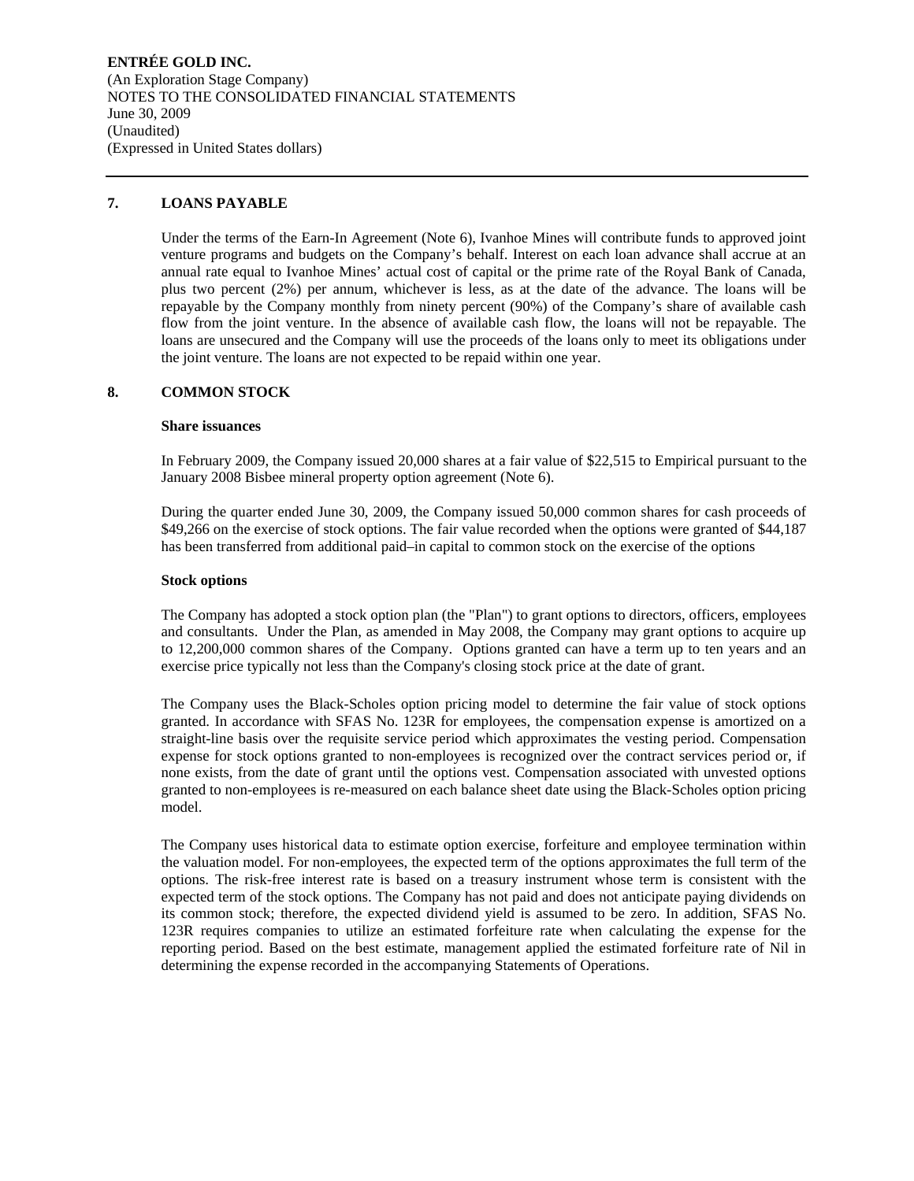## 7. LOANS PAYABLE

Under the terms of the Earn-In Agreement (Note 6), Ivanhoe Mines will contribute funds to approved joint venture programs and budgets on the Company's behalf. Interest on each loan advance shall accrue at an annual rate equal to Ivanhoe Mines' actual cost of capital or the prime rate of the Royal Bank of Canada, plus two percent (2%) per annum, whichever is less, as at the date of the advance. The loans will be repayable by the Company monthly from ninety percent (90%) of the Company's share of available cash flow from the joint venture. In the absence of available cash flow, the loans will not be repayable. The loans are unsecured and the Company will use the proceeds of the loans only to meet its obligations under the joint venture. The loans are not expected to be repaid within one year.

## 8. COMMON STOCK

### Share issuances

In February 2009, the Company issued 20,000 shares at a fair value of $22,515 to Empirical pursuant to the January 2008 Bisbee mineral property option agreement (Note 6).

During the quarter ended June 30, 2009, the Company issued 50,000 common shares for cash proceeds of $49,266 on the exercise of stock options. The fair value recorded when the options were granted of $44,187 has been transferred from additional paid–in capital to common stock on the exercise of the options

### Stock options

The Company has adopted a stock option plan (the "Plan") to grant options to directors, officers, employees and consultants. Under the Plan, as amended in May 2008, the Company may grant options to acquire up to 12,200,000 common shares of the Company. Options granted can have a term up to ten years and an exercise price typically not less than the Company's closing stock price at the date of grant.

The Company uses the Black-Scholes option pricing model to determine the fair value of stock options granted. In accordance with SFAS No. 123R for employees, the compensation expense is amortized on a straight-line basis over the requisite service period which approximates the vesting period. Compensation expense for stock options granted to non-employees is recognized over the contract services period or, if none exists, from the date of grant until the options vest. Compensation associated with unvested options granted to non-employees is re-measured on each balance sheet date using the Black-Scholes option pricing model.

The Company uses historical data to estimate option exercise, forfeiture and employee termination within the valuation model. For non-employees, the expected term of the options approximates the full term of the options. The risk-free interest rate is based on a treasury instrument whose term is consistent with the expected term of the stock options. The Company has not paid and does not anticipate paying dividends on its common stock; therefore, the expected dividend yield is assumed to be zero. In addition, SFAS No. 123R requires companies to utilize an estimated forfeiture rate when calculating the expense for the reporting period. Based on the best estimate, management applied the estimated forfeiture rate of Nil in determining the expense recorded in the accompanying Statements of Operations.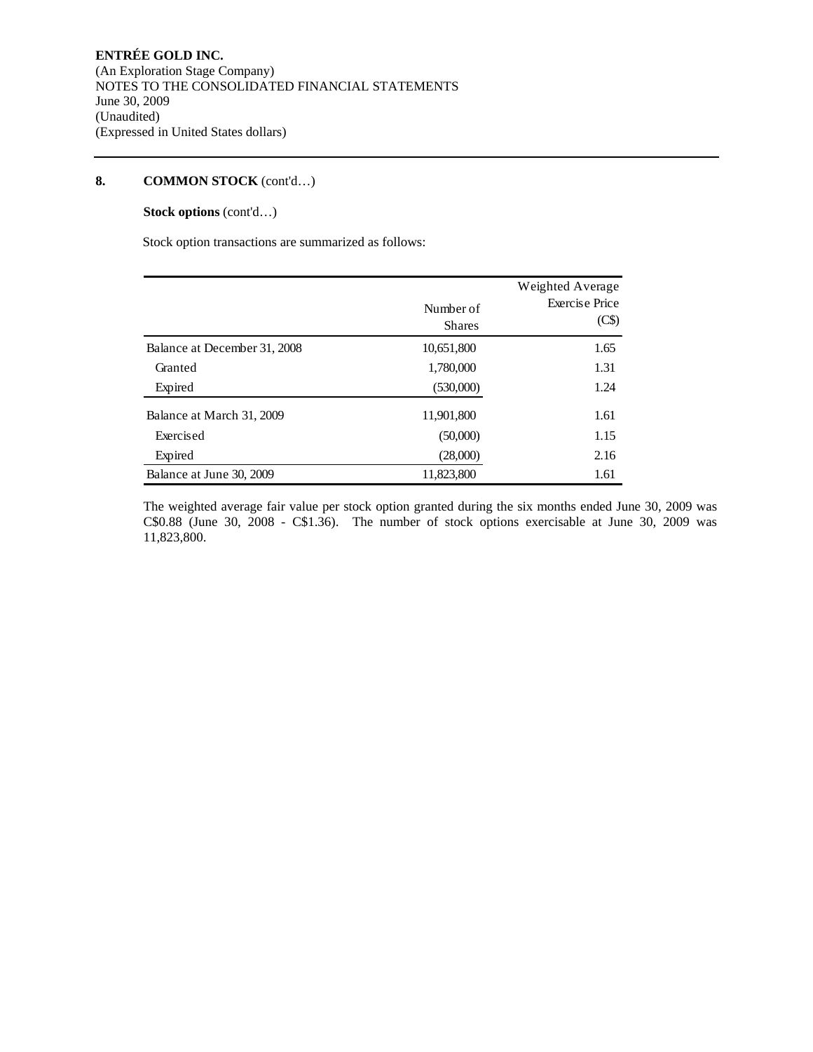**ENTRÉE GOLD INC.**
(An Exploration Stage Company)
NOTES TO THE CONSOLIDATED FINANCIAL STATEMENTS
June 30, 2009
(Unaudited)
(Expressed in United States dollars)

## 8. COMMON STOCK (cont'd…)

**Stock options** (cont'd…)

Stock option transactions are summarized as follows:

| | Number of Shares | Weighted Average Exercise Price (C$) |
|---|---|---|
| Balance at December 31, 2008 | 10,651,800 | 1.65 |
| Granted | 1,780,000 | 1.31 |
| Expired | (530,000) | 1.24 |
| Balance at March 31, 2009 | 11,901,800 | 1.61 |
| Exercised | (50,000) | 1.15 |
| Expired | (28,000) | 2.16 |
| Balance at June 30, 2009 | 11,823,800 | 1.61 |

The weighted average fair value per stock option granted during the six months ended June 30, 2009 was C$0.88 (June 30, 2008 - C$1.36). The number of stock options exercisable at June 30, 2009 was 11,823,800.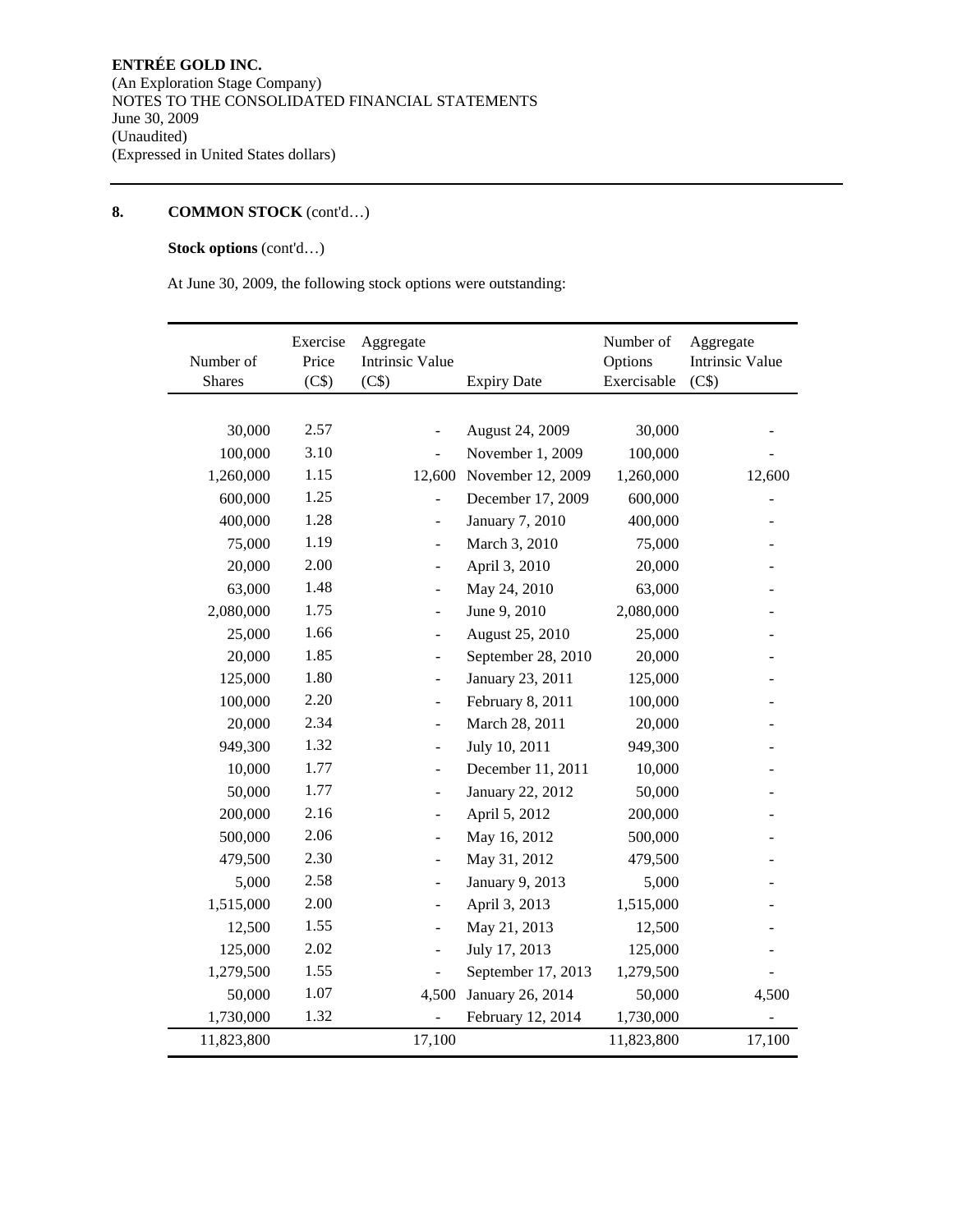**ENTRÉE GOLD INC.**
(An Exploration Stage Company)
NOTES TO THE CONSOLIDATED FINANCIAL STATEMENTS
June 30, 2009
(Unaudited)
(Expressed in United States dollars)

**8. COMMON STOCK** (cont'd…)

**Stock options** (cont'd…)

At June 30, 2009, the following stock options were outstanding:

| Number of Shares | Exercise Price (C$) | Aggregate Intrinsic Value (C$) | Expiry Date | Number of Options Exercisable | Aggregate Intrinsic Value (C$) |
|---:|---:|---:|---|---:|---:|
| 30,000 | 2.57 | - | August 24, 2009 | 30,000 | - |
| 100,000 | 3.10 | - | November 1, 2009 | 100,000 | - |
| 1,260,000 | 1.15 | 12,600 | November 12, 2009 | 1,260,000 | 12,600 |
| 600,000 | 1.25 | - | December 17, 2009 | 600,000 | - |
| 400,000 | 1.28 | - | January 7, 2010 | 400,000 | - |
| 75,000 | 1.19 | - | March 3, 2010 | 75,000 | - |
| 20,000 | 2.00 | - | April 3, 2010 | 20,000 | - |
| 63,000 | 1.48 | - | May 24, 2010 | 63,000 | - |
| 2,080,000 | 1.75 | - | June 9, 2010 | 2,080,000 | - |
| 25,000 | 1.66 | - | August 25, 2010 | 25,000 | - |
| 20,000 | 1.85 | - | September 28, 2010 | 20,000 | - |
| 125,000 | 1.80 | - | January 23, 2011 | 125,000 | - |
| 100,000 | 2.20 | - | February 8, 2011 | 100,000 | - |
| 20,000 | 2.34 | - | March 28, 2011 | 20,000 | - |
| 949,300 | 1.32 | - | July 10, 2011 | 949,300 | - |
| 10,000 | 1.77 | - | December 11, 2011 | 10,000 | - |
| 50,000 | 1.77 | - | January 22, 2012 | 50,000 | - |
| 200,000 | 2.16 | - | April 5, 2012 | 200,000 | - |
| 500,000 | 2.06 | - | May 16, 2012 | 500,000 | - |
| 479,500 | 2.30 | - | May 31, 2012 | 479,500 | - |
| 5,000 | 2.58 | - | January 9, 2013 | 5,000 | - |
| 1,515,000 | 2.00 | - | April 3, 2013 | 1,515,000 | - |
| 12,500 | 1.55 | - | May 21, 2013 | 12,500 | - |
| 125,000 | 2.02 | - | July 17, 2013 | 125,000 | - |
| 1,279,500 | 1.55 | - | September 17, 2013 | 1,279,500 | - |
| 50,000 | 1.07 | 4,500 | January 26, 2014 | 50,000 | 4,500 |
| 1,730,000 | 1.32 | - | February 12, 2014 | 1,730,000 | - |
| 11,823,800 | | 17,100 | | 11,823,800 | 17,100 |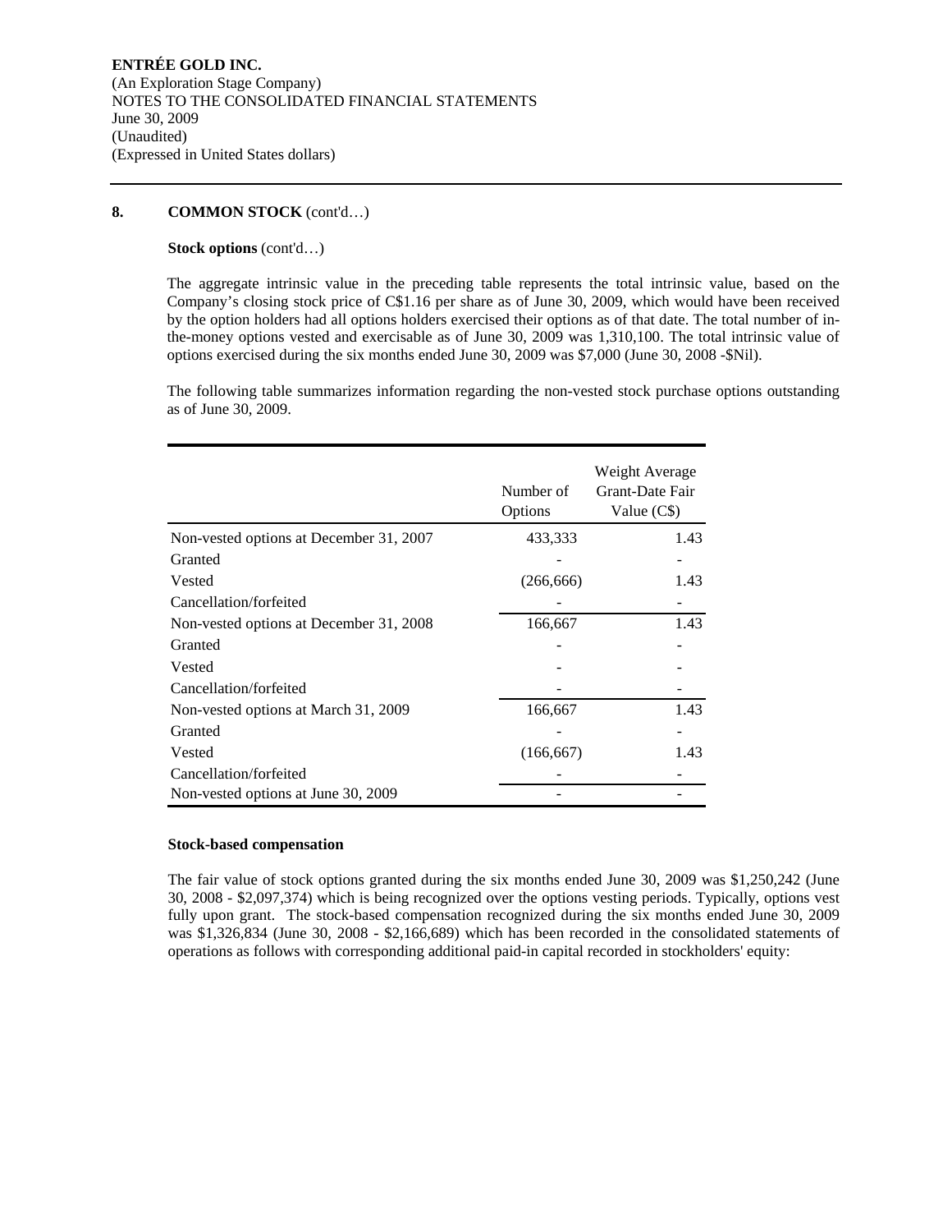**ENTRÉE GOLD INC.**
(An Exploration Stage Company)
NOTES TO THE CONSOLIDATED FINANCIAL STATEMENTS
June 30, 2009
(Unaudited)
(Expressed in United States dollars)

---

**8. COMMON STOCK** (cont'd…)

**Stock options** (cont'd…)

The aggregate intrinsic value in the preceding table represents the total intrinsic value, based on the Company's closing stock price of C$1.16 per share as of June 30, 2009, which would have been received by the option holders had all options holders exercised their options as of that date. The total number of in-the-money options vested and exercisable as of June 30, 2009 was 1,310,100. The total intrinsic value of options exercised during the six months ended June 30, 2009 was $7,000 (June 30, 2008 -$Nil).

The following table summarizes information regarding the non-vested stock purchase options outstanding as of June 30, 2009.

| | Number of Options | Weight Average Grant-Date Fair Value (C$) |
|---|---|---|
| Non-vested options at December 31, 2007 | 433,333 | 1.43 |
| Granted | - | - |
| Vested | (266,666) | 1.43 |
| Cancellation/forfeited | - | - |
| Non-vested options at December 31, 2008 | 166,667 | 1.43 |
| Granted | - | - |
| Vested | - | - |
| Cancellation/forfeited | - | - |
| Non-vested options at March 31, 2009 | 166,667 | 1.43 |
| Granted | - | - |
| Vested | (166,667) | 1.43 |
| Cancellation/forfeited | - | - |
| Non-vested options at June 30, 2009 | - | - |

**Stock-based compensation**

The fair value of stock options granted during the six months ended June 30, 2009 was $1,250,242 (June 30, 2008 - $2,097,374) which is being recognized over the options vesting periods. Typically, options vest fully upon grant. The stock-based compensation recognized during the six months ended June 30, 2009 was $1,326,834 (June 30, 2008 - $2,166,689) which has been recorded in the consolidated statements of operations as follows with corresponding additional paid-in capital recorded in stockholders' equity: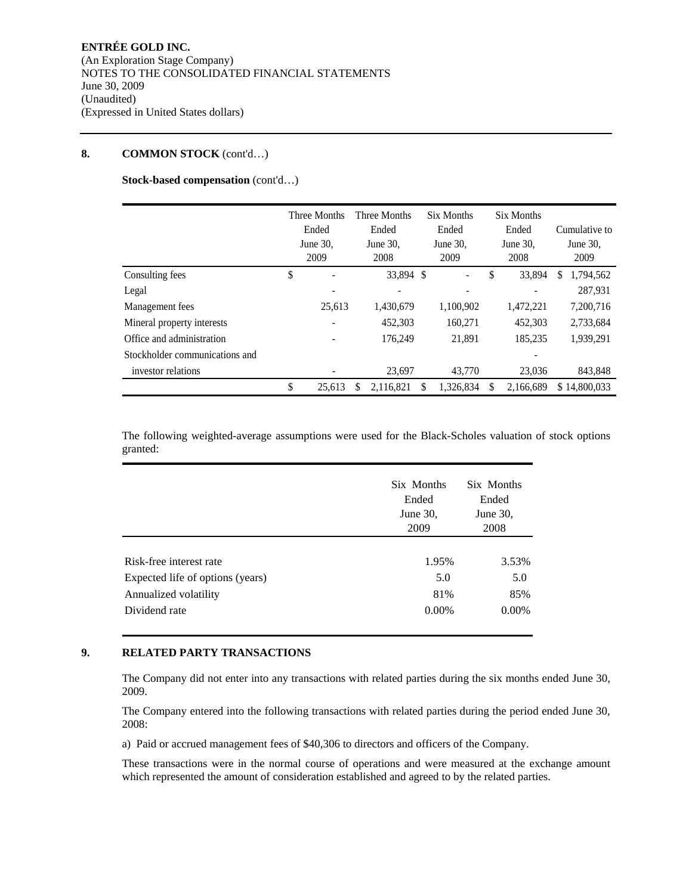**ENTRÉE GOLD INC.**
(An Exploration Stage Company)
NOTES TO THE CONSOLIDATED FINANCIAL STATEMENTS
June 30, 2009
(Unaudited)
(Expressed in United States dollars)

## 8. COMMON STOCK (cont'd…)

**Stock-based compensation** (cont'd…)

| | Three Months Ended June 30, 2009 | Three Months Ended June 30, 2008 | Six Months Ended June 30, 2009 | Six Months Ended June 30, 2008 | Cumulative to June 30, 2009 |
|---|---|---|---|---|---|
| Consulting fees | $ - | 33,894 | $ - | $ 33,894 | $ 1,794,562 |
| Legal | - | - | - | - | 287,931 |
| Management fees | 25,613 | 1,430,679 | 1,100,902 | 1,472,221 | 7,200,716 |
| Mineral property interests | - | 452,303 | 160,271 | 452,303 | 2,733,684 |
| Office and administration | - | 176,249 | 21,891 | 185,235 | 1,939,291 |
| Stockholder communications and investor relations | - | 23,697 | 43,770 | 23,036 | 843,848 |
| | $ 25,613 | $ 2,116,821 | $ 1,326,834 | $ 2,166,689 | $ 14,800,033 |

The following weighted-average assumptions were used for the Black-Scholes valuation of stock options granted:

| | Six Months Ended June 30, 2009 | Six Months Ended June 30, 2008 |
|---|---|---|
| Risk-free interest rate | 1.95% | 3.53% |
| Expected life of options (years) | 5.0 | 5.0 |
| Annualized volatility | 81% | 85% |
| Dividend rate | 0.00% | 0.00% |

## 9. RELATED PARTY TRANSACTIONS

The Company did not enter into any transactions with related parties during the six months ended June 30, 2009.

The Company entered into the following transactions with related parties during the period ended June 30, 2008:

a) Paid or accrued management fees of $40,306 to directors and officers of the Company.

These transactions were in the normal course of operations and were measured at the exchange amount which represented the amount of consideration established and agreed to by the related parties.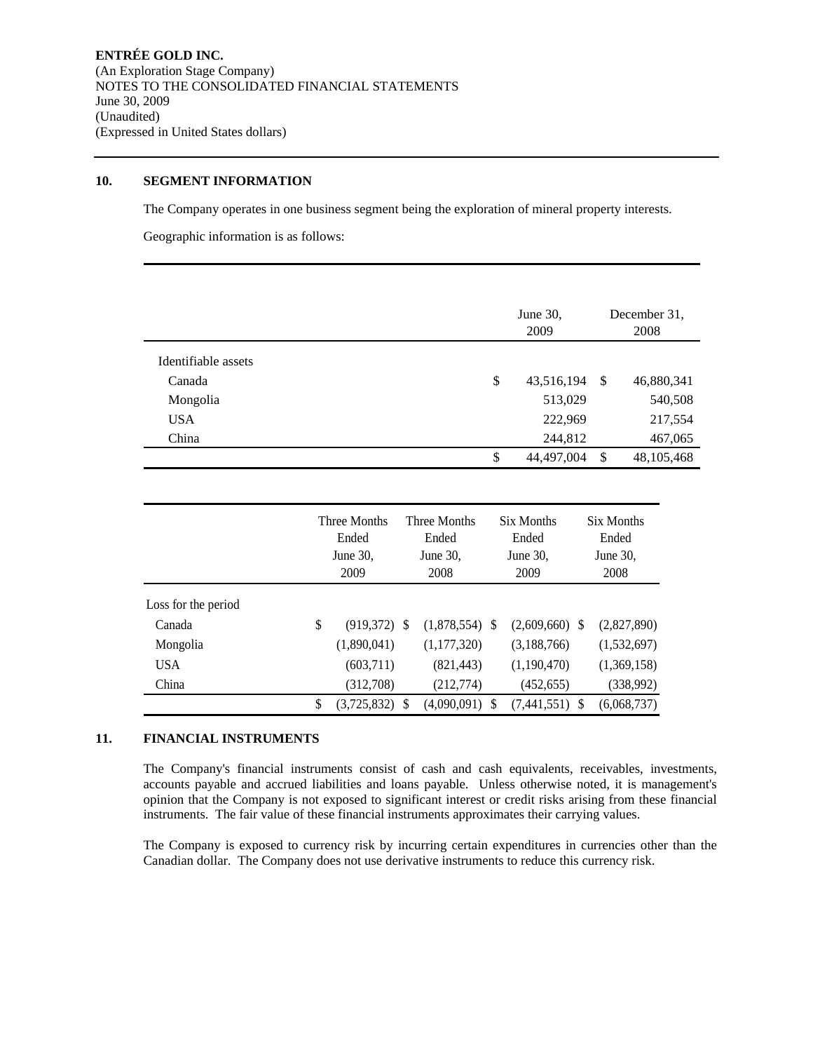**ENTRÉE GOLD INC.**
(An Exploration Stage Company)
NOTES TO THE CONSOLIDATED FINANCIAL STATEMENTS
June 30, 2009
(Unaudited)
(Expressed in United States dollars)

## 10. SEGMENT INFORMATION

The Company operates in one business segment being the exploration of mineral property interests.

Geographic information is as follows:

| | June 30, 2009 | December 31, 2008 |
|---|---|---|
| Identifiable assets | | |
| Canada | $ 43,516,194 | $ 46,880,341 |
| Mongolia | 513,029 | 540,508 |
| USA | 222,969 | 217,554 |
| China | 244,812 | 467,065 |
| | $ 44,497,004 | $ 48,105,468 |

| | Three Months Ended June 30, 2009 | Three Months Ended June 30, 2008 | Six Months Ended June 30, 2009 | Six Months Ended June 30, 2008 |
|---|---|---|---|---|
| Loss for the period | | | | |
| Canada | $ (919,372) | $ (1,878,554) | $ (2,609,660) | $ (2,827,890) |
| Mongolia | (1,890,041) | (1,177,320) | (3,188,766) | (1,532,697) |
| USA | (603,711) | (821,443) | (1,190,470) | (1,369,158) |
| China | (312,708) | (212,774) | (452,655) | (338,992) |
| | $ (3,725,832) | $ (4,090,091) | $ (7,441,551) | $ (6,068,737) |

## 11. FINANCIAL INSTRUMENTS

The Company's financial instruments consist of cash and cash equivalents, receivables, investments, accounts payable and accrued liabilities and loans payable. Unless otherwise noted, it is management's opinion that the Company is not exposed to significant interest or credit risks arising from these financial instruments. The fair value of these financial instruments approximates their carrying values.

The Company is exposed to currency risk by incurring certain expenditures in currencies other than the Canadian dollar. The Company does not use derivative instruments to reduce this currency risk.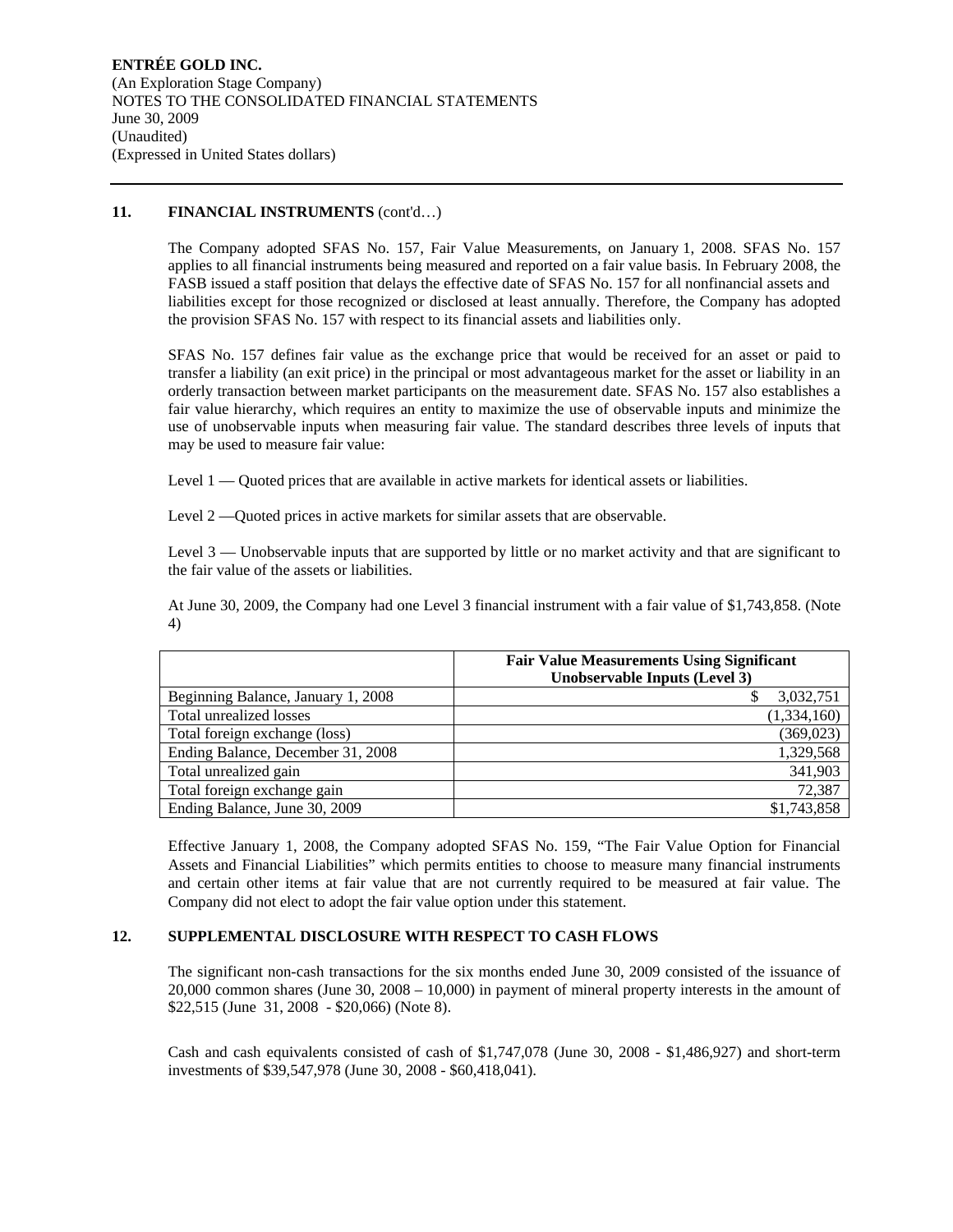**ENTRÉE GOLD INC.**
(An Exploration Stage Company)
NOTES TO THE CONSOLIDATED FINANCIAL STATEMENTS
June 30, 2009
(Unaudited)
(Expressed in United States dollars)

## 11. FINANCIAL INSTRUMENTS (cont'd…)

The Company adopted SFAS No. 157, Fair Value Measurements, on January 1, 2008. SFAS No. 157 applies to all financial instruments being measured and reported on a fair value basis. In February 2008, the FASB issued a staff position that delays the effective date of SFAS No. 157 for all nonfinancial assets and liabilities except for those recognized or disclosed at least annually. Therefore, the Company has adopted the provision SFAS No. 157 with respect to its financial assets and liabilities only.

SFAS No. 157 defines fair value as the exchange price that would be received for an asset or paid to transfer a liability (an exit price) in the principal or most advantageous market for the asset or liability in an orderly transaction between market participants on the measurement date. SFAS No. 157 also establishes a fair value hierarchy, which requires an entity to maximize the use of observable inputs and minimize the use of unobservable inputs when measuring fair value. The standard describes three levels of inputs that may be used to measure fair value:

Level 1 — Quoted prices that are available in active markets for identical assets or liabilities.

Level 2 —Quoted prices in active markets for similar assets that are observable.

Level 3 — Unobservable inputs that are supported by little or no market activity and that are significant to the fair value of the assets or liabilities.

At June 30, 2009, the Company had one Level 3 financial instrument with a fair value of $1,743,858. (Note 4)

| | **Fair Value Measurements Using Significant Unobservable Inputs (Level 3)** |
|---|---|
| Beginning Balance, January 1, 2008 | $ 3,032,751 |
| Total unrealized losses | (1,334,160) |
| Total foreign exchange (loss) | (369,023) |
| Ending Balance, December 31, 2008 | 1,329,568 |
| Total unrealized gain | 341,903 |
| Total foreign exchange gain | 72,387 |
| Ending Balance, June 30, 2009 | $1,743,858 |

Effective January 1, 2008, the Company adopted SFAS No. 159, "The Fair Value Option for Financial Assets and Financial Liabilities" which permits entities to choose to measure many financial instruments and certain other items at fair value that are not currently required to be measured at fair value. The Company did not elect to adopt the fair value option under this statement.

## 12. SUPPLEMENTAL DISCLOSURE WITH RESPECT TO CASH FLOWS

The significant non-cash transactions for the six months ended June 30, 2009 consisted of the issuance of 20,000 common shares (June 30, 2008 – 10,000) in payment of mineral property interests in the amount of $22,515 (June 31, 2008 - $20,066) (Note 8).

Cash and cash equivalents consisted of cash of $1,747,078 (June 30, 2008 - $1,486,927) and short-term investments of $39,547,978 (June 30, 2008 - $60,418,041).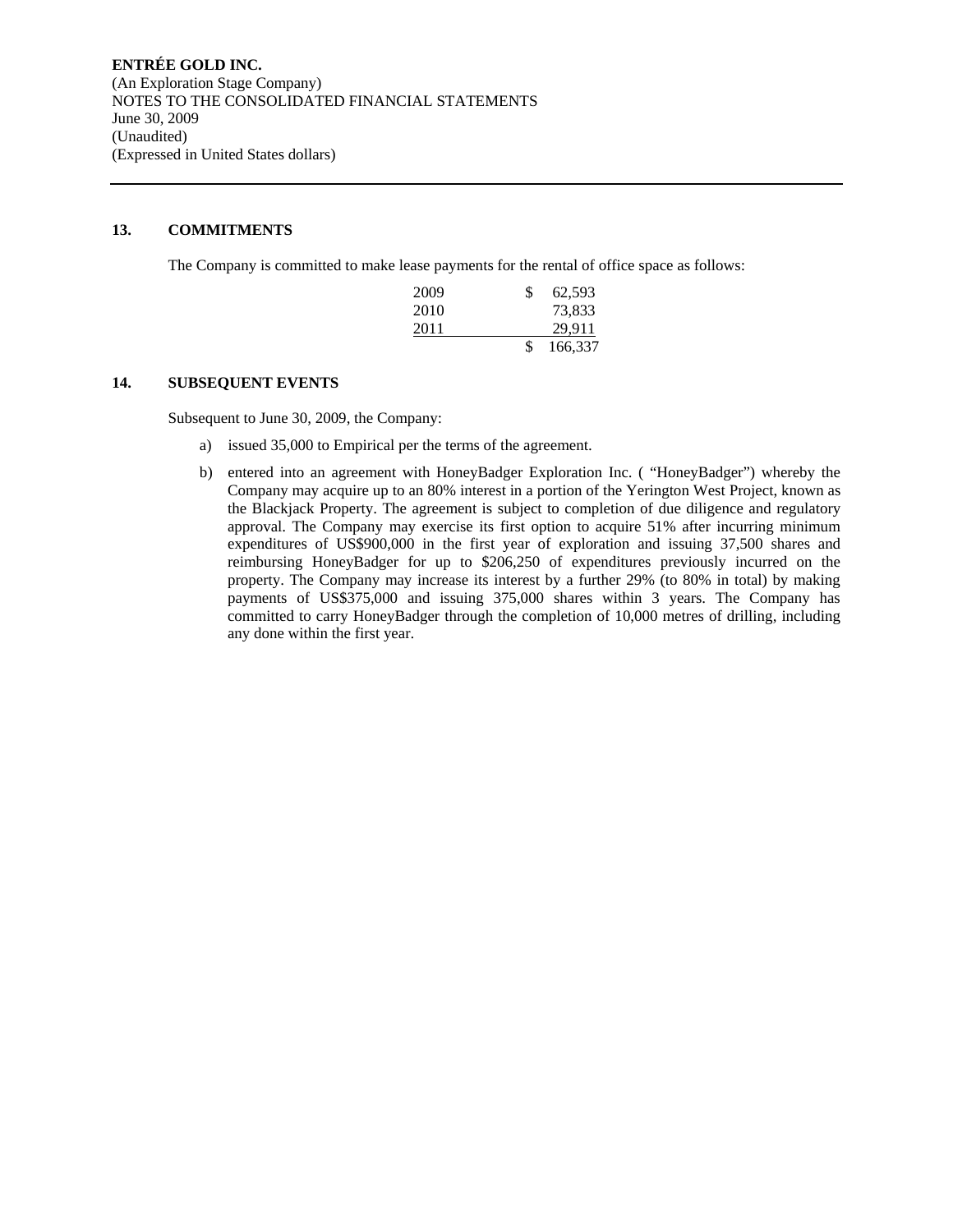**ENTRÉE GOLD INC.**
(An Exploration Stage Company)
NOTES TO THE CONSOLIDATED FINANCIAL STATEMENTS
June 30, 2009
(Unaudited)
(Expressed in United States dollars)

## 13. COMMITMENTS

The Company is committed to make lease payments for the rental of office space as follows:

| | |
|---|---|
| 2009 | $ 62,593 |
| 2010 | 73,833 |
| 2011 | 29,911 |
| | $ 166,337 |

## 14. SUBSEQUENT EVENTS

Subsequent to June 30, 2009, the Company:

a) issued 35,000 to Empirical per the terms of the agreement.

b) entered into an agreement with HoneyBadger Exploration Inc. ( "HoneyBadger") whereby the Company may acquire up to an 80% interest in a portion of the Yerington West Project, known as the Blackjack Property. The agreement is subject to completion of due diligence and regulatory approval. The Company may exercise its first option to acquire 51% after incurring minimum expenditures of US$900,000 in the first year of exploration and issuing 37,500 shares and reimbursing HoneyBadger for up to $206,250 of expenditures previously incurred on the property. The Company may increase its interest by a further 29% (to 80% in total) by making payments of US$375,000 and issuing 375,000 shares within 3 years. The Company has committed to carry HoneyBadger through the completion of 10,000 metres of drilling, including any done within the first year.